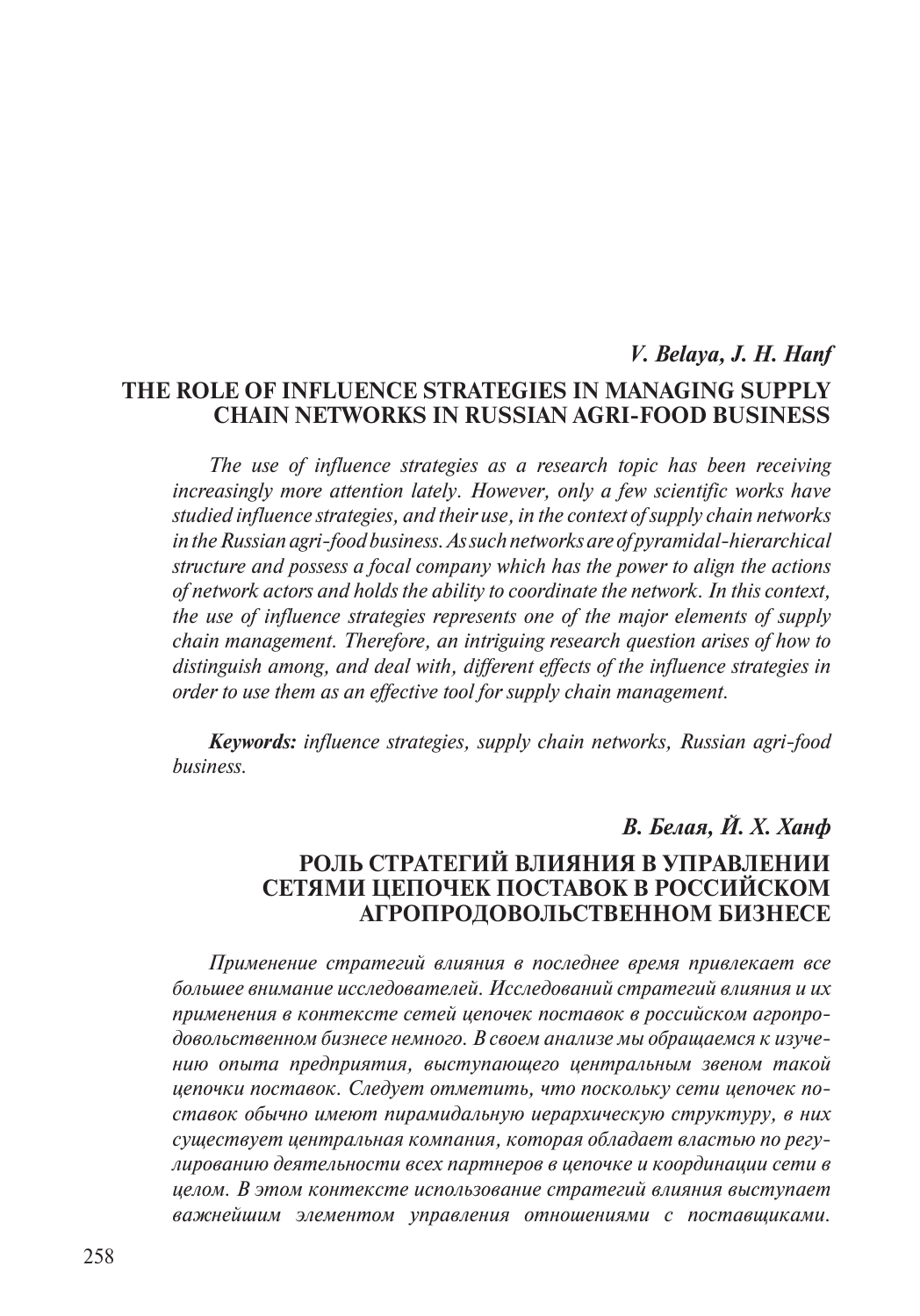***V. Belaya, J. H. Hanf***

# THE ROLE OF INFLUENCE STRATEGIES IN MANAGING SUPPLY CHAIN NETWORKS IN RUSSIAN AGRI-FOOD BUSINESS

*The use of influence strategies as a research topic has been receiving increasingly more attention lately. However, only a few scientific works have studied influence strategies, and their use, in the context of supply chain networks in the Russian agri-food business. As such networks are of pyramidal-hierarchical structure and possess a focal company which has the power to align the actions of network actors and holds the ability to coordinate the network. In this context, the use of influence strategies represents one of the major elements of supply chain management. Therefore, an intriguing research question arises of how to distinguish among, and deal with, different effects of the influence strategies in order to use them as an effective tool for supply chain management.*

***Keywords:*** *influence strategies, supply chain networks, Russian agri-food business.*

***В. Белая, Й. Х. Ханф***

# РОЛЬ СТРАТЕГИЙ ВЛИЯНИЯ В УПРАВЛЕНИИ СЕТЯМИ ЦЕПОЧЕК ПОСТАВОК В РОССИЙСКОМ АГРОПРОДОВОЛЬСТВЕННОМ БИЗНЕСЕ

*Применение стратегий влияния в последнее время привлекает все большее внимание исследователей. Исследований стратегий влияния и их применения в контексте сетей цепочек поставок в российском агропродовольственном бизнесе немного. В своем анализе мы обращаемся к изучению опыта предприятия, выступающего центральным звеном такой цепочки поставок. Следует отметить, что поскольку сети цепочек поставок обычно имеют пирамидальную иерархическую структуру, в них существует центральная компания, которая обладает властью по регулированию деятельности всех партнеров в цепочке и координации сети в целом. В этом контексте использование стратегий влияния выступает важнейшим элементом управления отношениями с поставщиками.*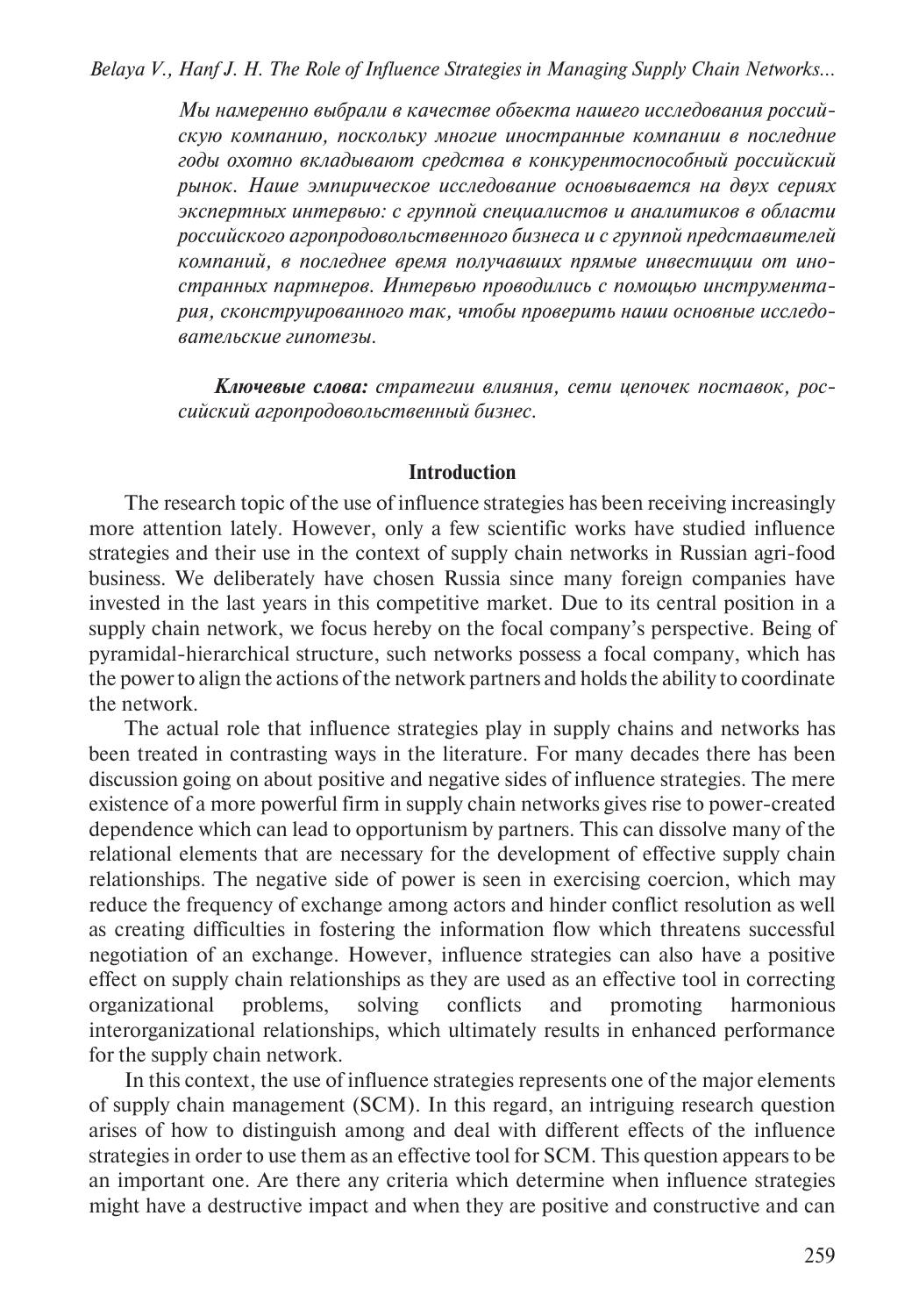*Мы намеренно выбрали в качестве объекта нашего исследования российскую компанию, поскольку многие иностранные компании в последние годы охотно вкладывают средства в конкурентоспособный российский рынок. Наше эмпирическое исследование основывается на двух сериях экспертных интервью: с группой специалистов и аналитиков в области российского агропродовольственного бизнеса и с группой представителей компаний, в последнее время получавших прямые инвестиции от иностранных партнеров. Интервью проводились с помощью инструментария, сконструированного так, чтобы проверить наши основные исследовательские гипотезы.*

***Ключевые слова:*** *стратегии влияния, сети цепочек поставок, российский агропродовольственный бизнес.*

## Introduction

The research topic of the use of influence strategies has been receiving increasingly more attention lately. However, only a few scientific works have studied influence strategies and their use in the context of supply chain networks in Russian agri-food business. We deliberately have chosen Russia since many foreign companies have invested in the last years in this competitive market. Due to its central position in a supply chain network, we focus hereby on the focal company's perspective. Being of pyramidal-hierarchical structure, such networks possess a focal company, which has the power to align the actions of the network partners and holds the ability to coordinate the network.

The actual role that influence strategies play in supply chains and networks has been treated in contrasting ways in the literature. For many decades there has been discussion going on about positive and negative sides of influence strategies. The mere existence of a more powerful firm in supply chain networks gives rise to power-created dependence which can lead to opportunism by partners. This can dissolve many of the relational elements that are necessary for the development of effective supply chain relationships. The negative side of power is seen in exercising coercion, which may reduce the frequency of exchange among actors and hinder conflict resolution as well as creating difficulties in fostering the information flow which threatens successful negotiation of an exchange. However, influence strategies can also have a positive effect on supply chain relationships as they are used as an effective tool in correcting organizational problems, solving conflicts and promoting harmonious interorganizational relationships, which ultimately results in enhanced performance for the supply chain network.

In this context, the use of influence strategies represents one of the major elements of supply chain management (SCM). In this regard, an intriguing research question arises of how to distinguish among and deal with different effects of the influence strategies in order to use them as an effective tool for SCM. This question appears to be an important one. Are there any criteria which determine when influence strategies might have a destructive impact and when they are positive and constructive and can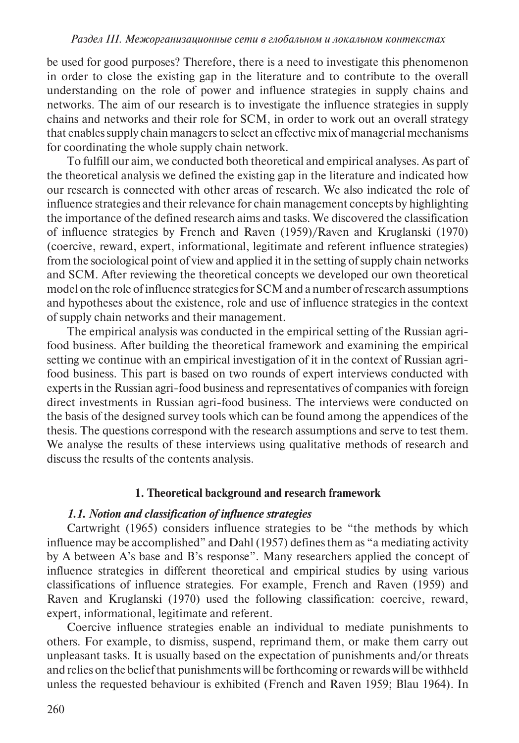be used for good purposes? Therefore, there is a need to investigate this phenomenon in order to close the existing gap in the literature and to contribute to the overall understanding on the role of power and influence strategies in supply chains and networks. The aim of our research is to investigate the influence strategies in supply chains and networks and their role for SCM, in order to work out an overall strategy that enables supply chain managers to select an effective mix of managerial mechanisms for coordinating the whole supply chain network.

To fulfill our aim, we conducted both theoretical and empirical analyses. As part of the theoretical analysis we defined the existing gap in the literature and indicated how our research is connected with other areas of research. We also indicated the role of influence strategies and their relevance for chain management concepts by highlighting the importance of the defined research aims and tasks. We discovered the classification of influence strategies by French and Raven (1959)/Raven and Kruglanski (1970) (coercive, reward, expert, informational, legitimate and referent influence strategies) from the sociological point of view and applied it in the setting of supply chain networks and SCM. After reviewing the theoretical concepts we developed our own theoretical model on the role of influence strategies for SCM and a number of research assumptions and hypotheses about the existence, role and use of influence strategies in the context of supply chain networks and their management.

The empirical analysis was conducted in the empirical setting of the Russian agri-food business. After building the theoretical framework and examining the empirical setting we continue with an empirical investigation of it in the context of Russian agri-food business. This part is based on two rounds of expert interviews conducted with experts in the Russian agri-food business and representatives of companies with foreign direct investments in Russian agri-food business. The interviews were conducted on the basis of the designed survey tools which can be found among the appendices of the thesis. The questions correspond with the research assumptions and serve to test them. We analyse the results of these interviews using qualitative methods of research and discuss the results of the contents analysis.

## 1. Theoretical background and research framework

### *1.1. Notion and classification of influence strategies*

Cartwright (1965) considers influence strategies to be "the methods by which influence may be accomplished" and Dahl (1957) defines them as "a mediating activity by A between A's base and B's response". Many researchers applied the concept of influence strategies in different theoretical and empirical studies by using various classifications of influence strategies. For example, French and Raven (1959) and Raven and Kruglanski (1970) used the following classification: coercive, reward, expert, informational, legitimate and referent.

Coercive influence strategies enable an individual to mediate punishments to others. For example, to dismiss, suspend, reprimand them, or make them carry out unpleasant tasks. It is usually based on the expectation of punishments and/or threats and relies on the belief that punishments will be forthcoming or rewards will be withheld unless the requested behaviour is exhibited (French and Raven 1959; Blau 1964). In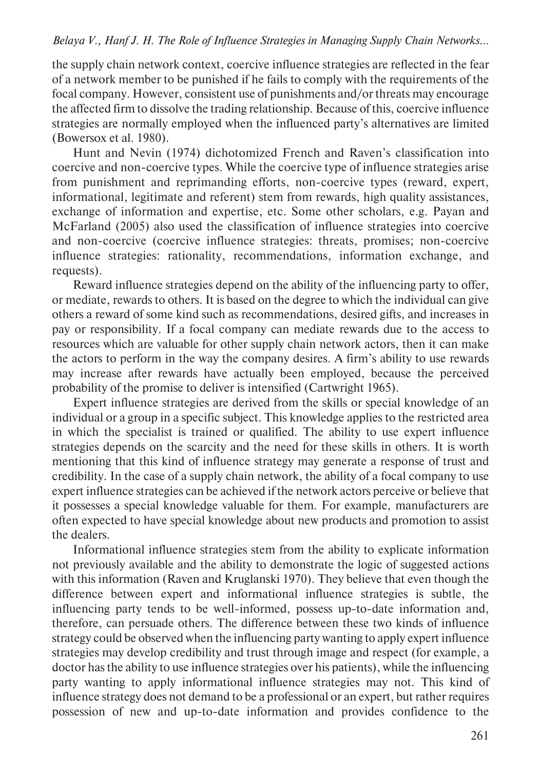the supply chain network context, coercive influence strategies are reflected in the fear of a network member to be punished if he fails to comply with the requirements of the focal company. However, consistent use of punishments and/or threats may encourage the affected firm to dissolve the trading relationship. Because of this, coercive influence strategies are normally employed when the influenced party's alternatives are limited (Bowersox et al. 1980).

Hunt and Nevin (1974) dichotomized French and Raven's classification into coercive and non-coercive types. While the coercive type of influence strategies arise from punishment and reprimanding efforts, non-coercive types (reward, expert, informational, legitimate and referent) stem from rewards, high quality assistances, exchange of information and expertise, etc. Some other scholars, e.g. Payan and McFarland (2005) also used the classification of influence strategies into coercive and non-coercive (coercive influence strategies: threats, promises; non-coercive influence strategies: rationality, recommendations, information exchange, and requests).

Reward influence strategies depend on the ability of the influencing party to offer, or mediate, rewards to others. It is based on the degree to which the individual can give others a reward of some kind such as recommendations, desired gifts, and increases in pay or responsibility. If a focal company can mediate rewards due to the access to resources which are valuable for other supply chain network actors, then it can make the actors to perform in the way the company desires. A firm's ability to use rewards may increase after rewards have actually been employed, because the perceived probability of the promise to deliver is intensified (Cartwright 1965).

Expert influence strategies are derived from the skills or special knowledge of an individual or a group in a specific subject. This knowledge applies to the restricted area in which the specialist is trained or qualified. The ability to use expert influence strategies depends on the scarcity and the need for these skills in others. It is worth mentioning that this kind of influence strategy may generate a response of trust and credibility. In the case of a supply chain network, the ability of a focal company to use expert influence strategies can be achieved if the network actors perceive or believe that it possesses a special knowledge valuable for them. For example, manufacturers are often expected to have special knowledge about new products and promotion to assist the dealers.

Informational influence strategies stem from the ability to explicate information not previously available and the ability to demonstrate the logic of suggested actions with this information (Raven and Kruglanski 1970). They believe that even though the difference between expert and informational influence strategies is subtle, the influencing party tends to be well-informed, possess up-to-date information and, therefore, can persuade others. The difference between these two kinds of influence strategy could be observed when the influencing party wanting to apply expert influence strategies may develop credibility and trust through image and respect (for example, a doctor has the ability to use influence strategies over his patients), while the influencing party wanting to apply informational influence strategies may not. This kind of influence strategy does not demand to be a professional or an expert, but rather requires possession of new and up-to-date information and provides confidence to the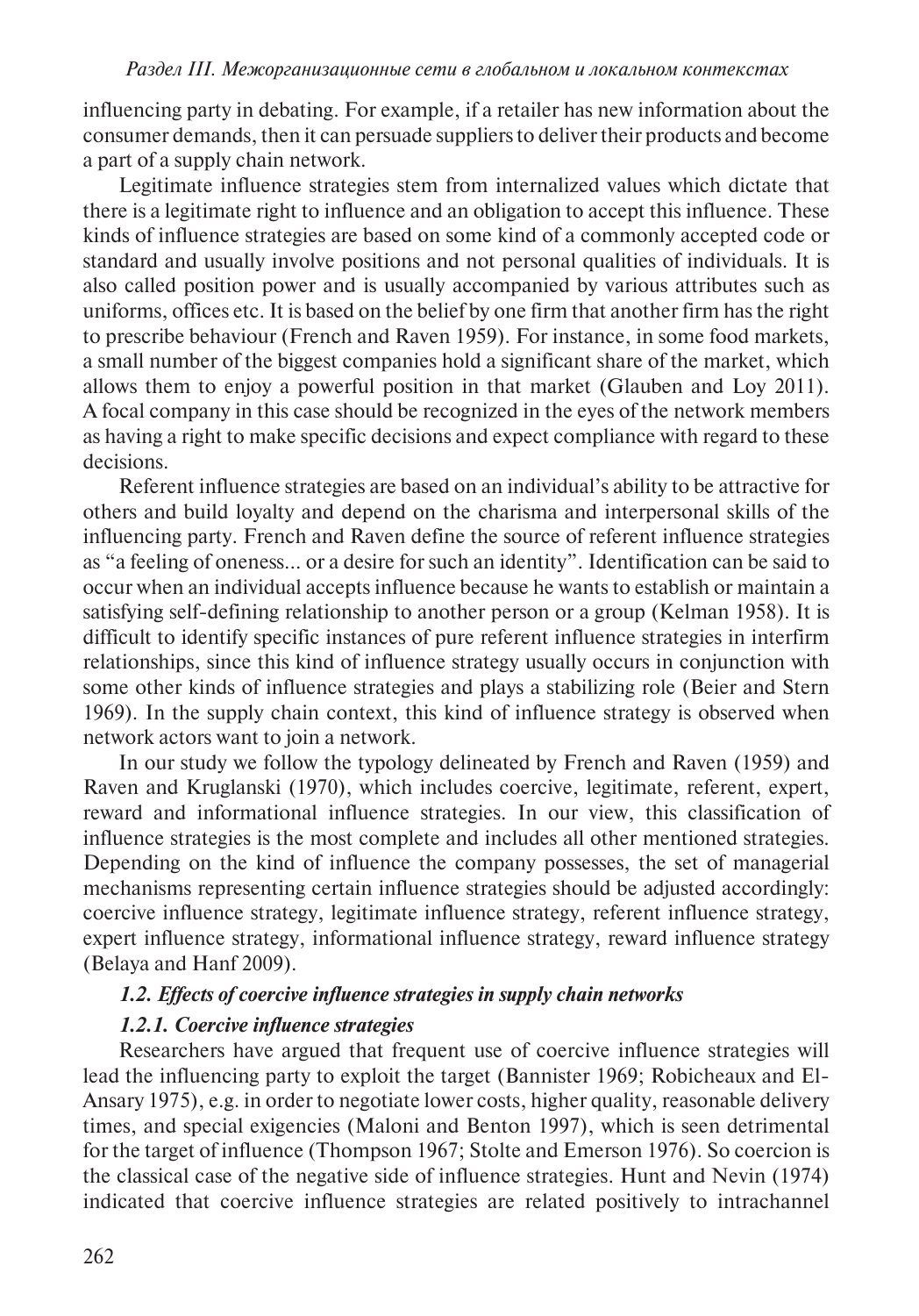influencing party in debating. For example, if a retailer has new information about the consumer demands, then it can persuade suppliers to deliver their products and become a part of a supply chain network.

Legitimate influence strategies stem from internalized values which dictate that there is a legitimate right to influence and an obligation to accept this influence. These kinds of influence strategies are based on some kind of a commonly accepted code or standard and usually involve positions and not personal qualities of individuals. It is also called position power and is usually accompanied by various attributes such as uniforms, offices etc. It is based on the belief by one firm that another firm has the right to prescribe behaviour (French and Raven 1959). For instance, in some food markets, a small number of the biggest companies hold a significant share of the market, which allows them to enjoy a powerful position in that market (Glauben and Loy 2011). A focal company in this case should be recognized in the eyes of the network members as having a right to make specific decisions and expect compliance with regard to these decisions.

Referent influence strategies are based on an individual's ability to be attractive for others and build loyalty and depend on the charisma and interpersonal skills of the influencing party. French and Raven define the source of referent influence strategies as "a feeling of oneness... or a desire for such an identity". Identification can be said to occur when an individual accepts influence because he wants to establish or maintain a satisfying self-defining relationship to another person or a group (Kelman 1958). It is difficult to identify specific instances of pure referent influence strategies in interfirm relationships, since this kind of influence strategy usually occurs in conjunction with some other kinds of influence strategies and plays a stabilizing role (Beier and Stern 1969). In the supply chain context, this kind of influence strategy is observed when network actors want to join a network.

In our study we follow the typology delineated by French and Raven (1959) and Raven and Kruglanski (1970), which includes coercive, legitimate, referent, expert, reward and informational influence strategies. In our view, this classification of influence strategies is the most complete and includes all other mentioned strategies. Depending on the kind of influence the company possesses, the set of managerial mechanisms representing certain influence strategies should be adjusted accordingly: coercive influence strategy, legitimate influence strategy, referent influence strategy, expert influence strategy, informational influence strategy, reward influence strategy (Belaya and Hanf 2009).

### *1.2. Effects of coercive influence strategies in supply chain networks*

#### *1.2.1. Coercive influence strategies*

Researchers have argued that frequent use of coercive influence strategies will lead the influencing party to exploit the target (Bannister 1969; Robicheaux and El-Ansary 1975), e.g. in order to negotiate lower costs, higher quality, reasonable delivery times, and special exigencies (Maloni and Benton 1997), which is seen detrimental for the target of influence (Thompson 1967; Stolte and Emerson 1976). So coercion is the classical case of the negative side of influence strategies. Hunt and Nevin (1974) indicated that coercive influence strategies are related positively to intrachannel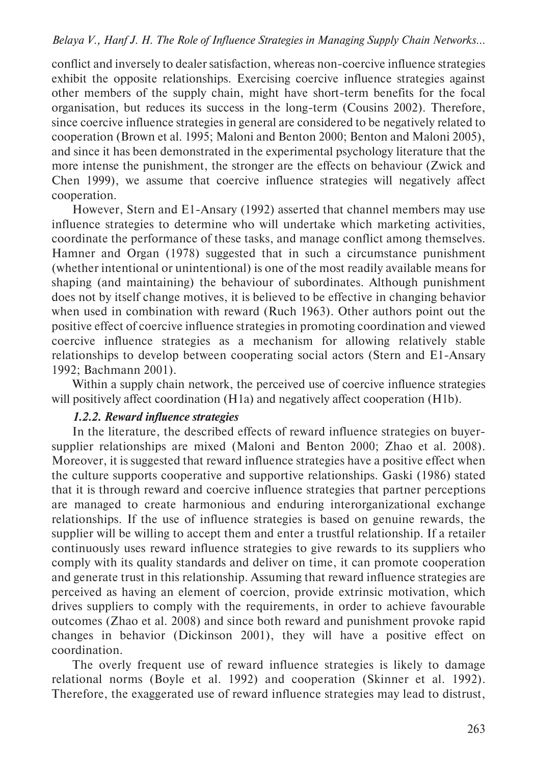conflict and inversely to dealer satisfaction, whereas non-coercive influence strategies exhibit the opposite relationships. Exercising coercive influence strategies against other members of the supply chain, might have short-term benefits for the focal organisation, but reduces its success in the long-term (Cousins 2002). Therefore, since coercive influence strategies in general are considered to be negatively related to cooperation (Brown et al. 1995; Maloni and Benton 2000; Benton and Maloni 2005), and since it has been demonstrated in the experimental psychology literature that the more intense the punishment, the stronger are the effects on behaviour (Zwick and Chen 1999), we assume that coercive influence strategies will negatively affect cooperation.

However, Stern and E1-Ansary (1992) asserted that channel members may use influence strategies to determine who will undertake which marketing activities, coordinate the performance of these tasks, and manage conflict among themselves. Hamner and Organ (1978) suggested that in such a circumstance punishment (whether intentional or unintentional) is one of the most readily available means for shaping (and maintaining) the behaviour of subordinates. Although punishment does not by itself change motives, it is believed to be effective in changing behavior when used in combination with reward (Ruch 1963). Other authors point out the positive effect of coercive influence strategies in promoting coordination and viewed coercive influence strategies as a mechanism for allowing relatively stable relationships to develop between cooperating social actors (Stern and E1-Ansary 1992; Bachmann 2001).

Within a supply chain network, the perceived use of coercive influence strategies will positively affect coordination (H1a) and negatively affect cooperation (H1b).

#### *1.2.2. Reward influence strategies*

In the literature, the described effects of reward influence strategies on buyer-supplier relationships are mixed (Maloni and Benton 2000; Zhao et al. 2008). Moreover, it is suggested that reward influence strategies have a positive effect when the culture supports cooperative and supportive relationships. Gaski (1986) stated that it is through reward and coercive influence strategies that partner perceptions are managed to create harmonious and enduring interorganizational exchange relationships. If the use of influence strategies is based on genuine rewards, the supplier will be willing to accept them and enter a trustful relationship. If a retailer continuously uses reward influence strategies to give rewards to its suppliers who comply with its quality standards and deliver on time, it can promote cooperation and generate trust in this relationship. Assuming that reward influence strategies are perceived as having an element of coercion, provide extrinsic motivation, which drives suppliers to comply with the requirements, in order to achieve favourable outcomes (Zhao et al. 2008) and since both reward and punishment provoke rapid changes in behavior (Dickinson 2001), they will have a positive effect on coordination.

The overly frequent use of reward influence strategies is likely to damage relational norms (Boyle et al. 1992) and cooperation (Skinner et al. 1992). Therefore, the exaggerated use of reward influence strategies may lead to distrust,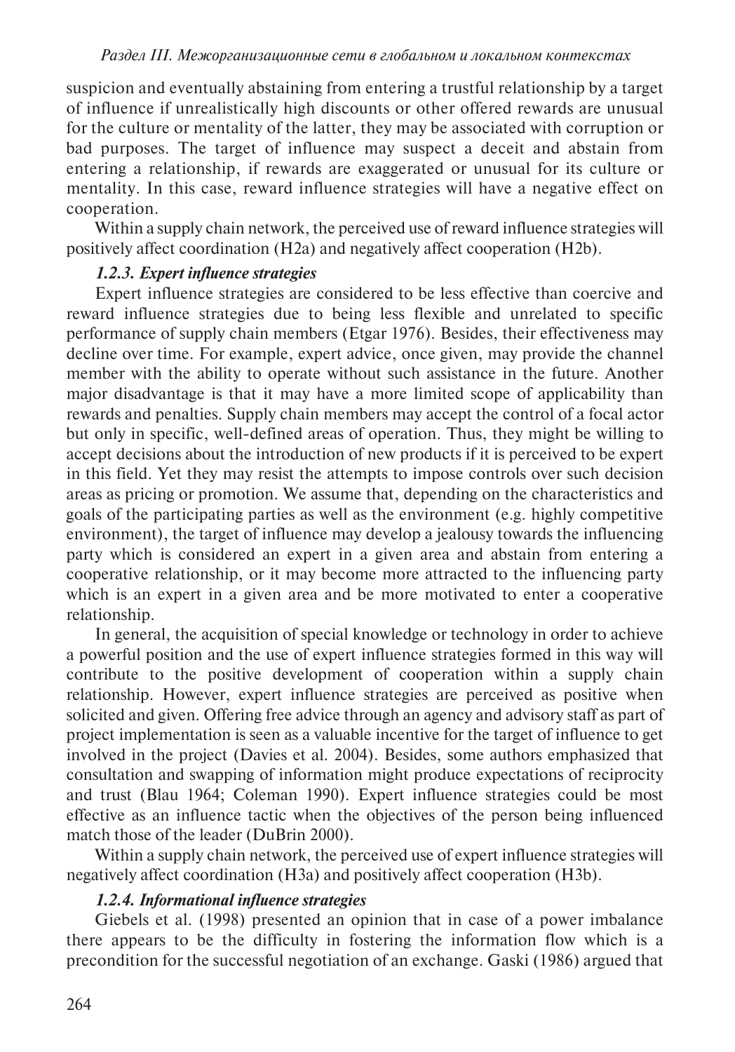suspicion and eventually abstaining from entering a trustful relationship by a target of influence if unrealistically high discounts or other offered rewards are unusual for the culture or mentality of the latter, they may be associated with corruption or bad purposes. The target of influence may suspect a deceit and abstain from entering a relationship, if rewards are exaggerated or unusual for its culture or mentality. In this case, reward influence strategies will have a negative effect on cooperation.

Within a supply chain network, the perceived use of reward influence strategies will positively affect coordination (H2a) and negatively affect cooperation (H2b).

#### *1.2.3. Expert influence strategies*

Expert influence strategies are considered to be less effective than coercive and reward influence strategies due to being less flexible and unrelated to specific performance of supply chain members (Etgar 1976). Besides, their effectiveness may decline over time. For example, expert advice, once given, may provide the channel member with the ability to operate without such assistance in the future. Another major disadvantage is that it may have a more limited scope of applicability than rewards and penalties. Supply chain members may accept the control of a focal actor but only in specific, well-defined areas of operation. Thus, they might be willing to accept decisions about the introduction of new products if it is perceived to be expert in this field. Yet they may resist the attempts to impose controls over such decision areas as pricing or promotion. We assume that, depending on the characteristics and goals of the participating parties as well as the environment (e.g. highly competitive environment), the target of influence may develop a jealousy towards the influencing party which is considered an expert in a given area and abstain from entering a cooperative relationship, or it may become more attracted to the influencing party which is an expert in a given area and be more motivated to enter a cooperative relationship.

In general, the acquisition of special knowledge or technology in order to achieve a powerful position and the use of expert influence strategies formed in this way will contribute to the positive development of cooperation within a supply chain relationship. However, expert influence strategies are perceived as positive when solicited and given. Offering free advice through an agency and advisory staff as part of project implementation is seen as a valuable incentive for the target of influence to get involved in the project (Davies et al. 2004). Besides, some authors emphasized that consultation and swapping of information might produce expectations of reciprocity and trust (Blau 1964; Coleman 1990). Expert influence strategies could be most effective as an influence tactic when the objectives of the person being influenced match those of the leader (DuBrin 2000).

Within a supply chain network, the perceived use of expert influence strategies will negatively affect coordination (H3a) and positively affect cooperation (H3b).

#### *1.2.4. Informational influence strategies*

Giebels et al. (1998) presented an opinion that in case of a power imbalance there appears to be the difficulty in fostering the information flow which is a precondition for the successful negotiation of an exchange. Gaski (1986) argued that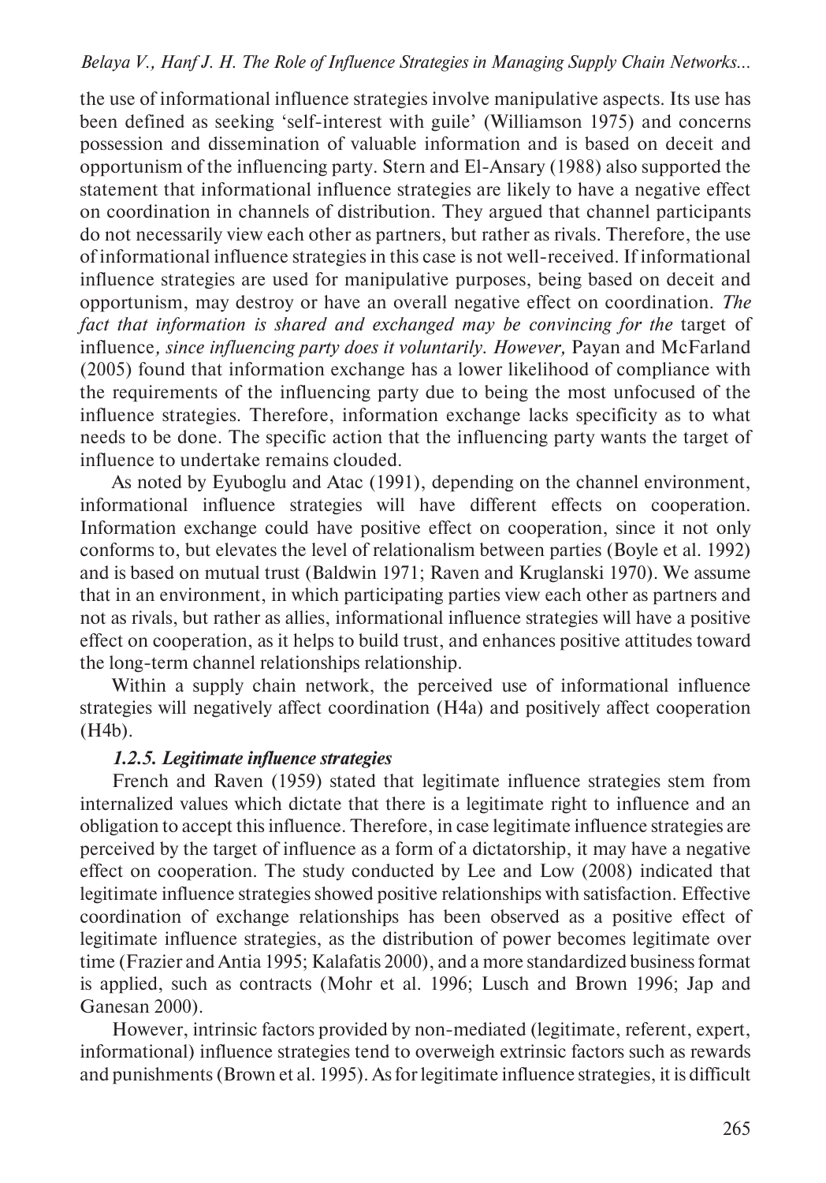the use of informational influence strategies involve manipulative aspects. Its use has been defined as seeking 'self-interest with guile' (Williamson 1975) and concerns possession and dissemination of valuable information and is based on deceit and opportunism of the influencing party. Stern and El-Ansary (1988) also supported the statement that informational influence strategies are likely to have a negative effect on coordination in channels of distribution. They argued that channel participants do not necessarily view each other as partners, but rather as rivals. Therefore, the use of informational influence strategies in this case is not well-received. If informational influence strategies are used for manipulative purposes, being based on deceit and opportunism, may destroy or have an overall negative effect on coordination. *The fact that information is shared and exchanged may be convincing for the* target of influence*, since influencing party does it voluntarily. However,* Payan and McFarland (2005) found that information exchange has a lower likelihood of compliance with the requirements of the influencing party due to being the most unfocused of the influence strategies. Therefore, information exchange lacks specificity as to what needs to be done. The specific action that the influencing party wants the target of influence to undertake remains clouded.

As noted by Eyuboglu and Atac (1991), depending on the channel environment, informational influence strategies will have different effects on cooperation. Information exchange could have positive effect on cooperation, since it not only conforms to, but elevates the level of relationalism between parties (Boyle et al. 1992) and is based on mutual trust (Baldwin 1971; Raven and Kruglanski 1970). We assume that in an environment, in which participating parties view each other as partners and not as rivals, but rather as allies, informational influence strategies will have a positive effect on cooperation, as it helps to build trust, and enhances positive attitudes toward the long-term channel relationships relationship.

Within a supply chain network, the perceived use of informational influence strategies will negatively affect coordination (H4a) and positively affect cooperation (H4b).

#### *1.2.5. Legitimate influence strategies*

French and Raven (1959) stated that legitimate influence strategies stem from internalized values which dictate that there is a legitimate right to influence and an obligation to accept this influence. Therefore, in case legitimate influence strategies are perceived by the target of influence as a form of a dictatorship, it may have a negative effect on cooperation. The study conducted by Lee and Low (2008) indicated that legitimate influence strategies showed positive relationships with satisfaction. Effective coordination of exchange relationships has been observed as a positive effect of legitimate influence strategies, as the distribution of power becomes legitimate over time (Frazier and Antia 1995; Kalafatis 2000), and a more standardized business format is applied, such as contracts (Mohr et al. 1996; Lusch and Brown 1996; Jap and Ganesan 2000).

However, intrinsic factors provided by non-mediated (legitimate, referent, expert, informational) influence strategies tend to overweigh extrinsic factors such as rewards and punishments (Brown et al. 1995). As for legitimate influence strategies, it is difficult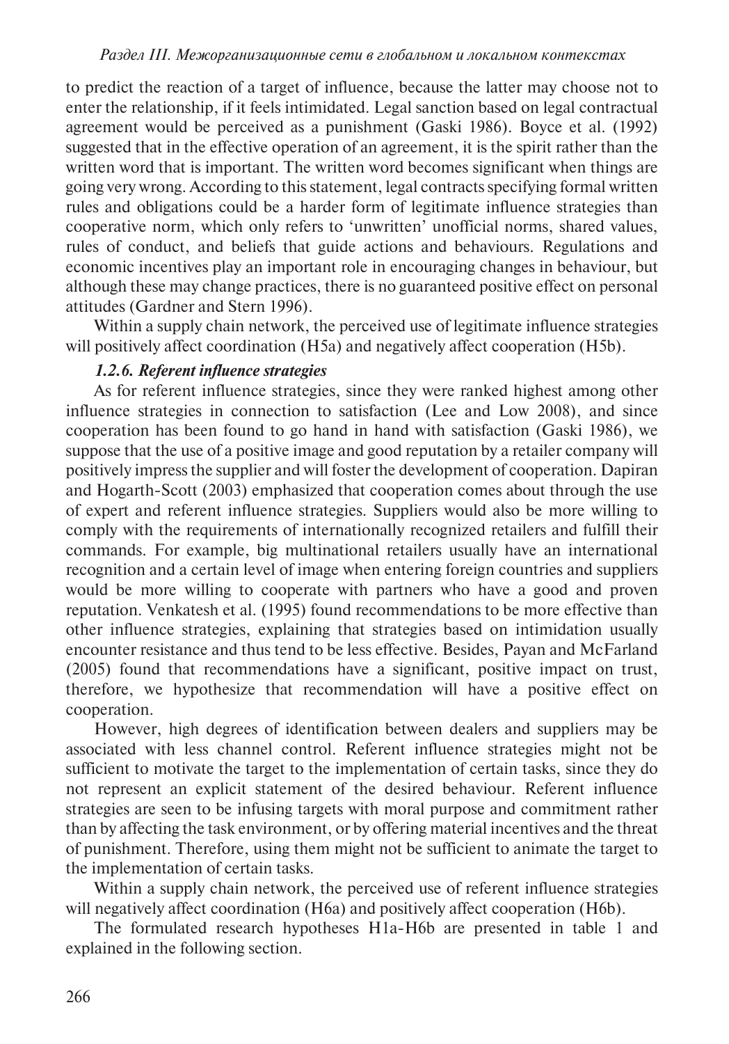to predict the reaction of a target of influence, because the latter may choose not to enter the relationship, if it feels intimidated. Legal sanction based on legal contractual agreement would be perceived as a punishment (Gaski 1986). Boyce et al. (1992) suggested that in the effective operation of an agreement, it is the spirit rather than the written word that is important. The written word becomes significant when things are going very wrong. According to this statement, legal contracts specifying formal written rules and obligations could be a harder form of legitimate influence strategies than cooperative norm, which only refers to 'unwritten' unofficial norms, shared values, rules of conduct, and beliefs that guide actions and behaviours. Regulations and economic incentives play an important role in encouraging changes in behaviour, but although these may change practices, there is no guaranteed positive effect on personal attitudes (Gardner and Stern 1996).

Within a supply chain network, the perceived use of legitimate influence strategies will positively affect coordination (H5a) and negatively affect cooperation (H5b).

#### *1.2.6. Referent influence strategies*

As for referent influence strategies, since they were ranked highest among other influence strategies in connection to satisfaction (Lee and Low 2008), and since cooperation has been found to go hand in hand with satisfaction (Gaski 1986), we suppose that the use of a positive image and good reputation by a retailer company will positively impress the supplier and will foster the development of cooperation. Dapiran and Hogarth-Scott (2003) emphasized that cooperation comes about through the use of expert and referent influence strategies. Suppliers would also be more willing to comply with the requirements of internationally recognized retailers and fulfill their commands. For example, big multinational retailers usually have an international recognition and a certain level of image when entering foreign countries and suppliers would be more willing to cooperate with partners who have a good and proven reputation. Venkatesh et al. (1995) found recommendations to be more effective than other influence strategies, explaining that strategies based on intimidation usually encounter resistance and thus tend to be less effective. Besides, Payan and McFarland (2005) found that recommendations have a significant, positive impact on trust, therefore, we hypothesize that recommendation will have a positive effect on cooperation.

However, high degrees of identification between dealers and suppliers may be associated with less channel control. Referent influence strategies might not be sufficient to motivate the target to the implementation of certain tasks, since they do not represent an explicit statement of the desired behaviour. Referent influence strategies are seen to be infusing targets with moral purpose and commitment rather than by affecting the task environment, or by offering material incentives and the threat of punishment. Therefore, using them might not be sufficient to animate the target to the implementation of certain tasks.

Within a supply chain network, the perceived use of referent influence strategies will negatively affect coordination (H6a) and positively affect cooperation (H6b).

The formulated research hypotheses H1a-H6b are presented in table 1 and explained in the following section.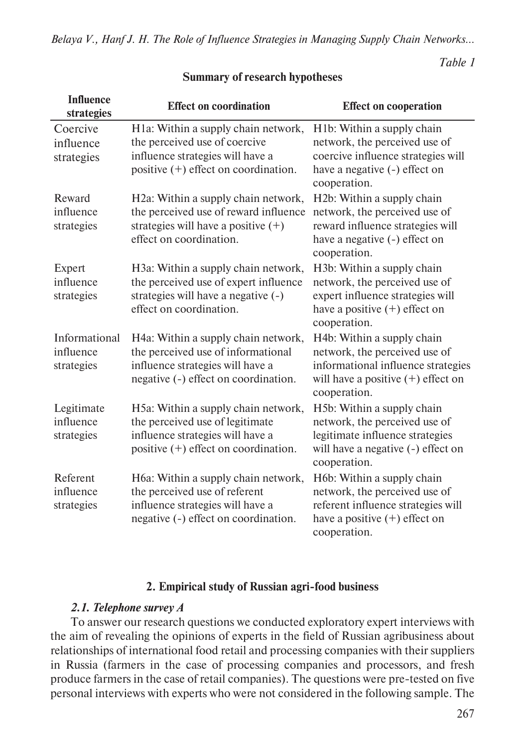*Table 1*

**Summary of research hypotheses**

| Influence strategies | Effect on coordination | Effect on cooperation |
|---|---|---|
| Coercive influence strategies | H1a: Within a supply chain network, the perceived use of coercive influence strategies will have a positive (+) effect on coordination. | H1b: Within a supply chain network, the perceived use of coercive influence strategies will have a negative (-) effect on cooperation. |
| Reward influence strategies | H2a: Within a supply chain network, the perceived use of reward influence strategies will have a positive (+) effect on coordination. | H2b: Within a supply chain network, the perceived use of reward influence strategies will have a negative (-) effect on cooperation. |
| Expert influence strategies | H3a: Within a supply chain network, the perceived use of expert influence strategies will have a negative (-) effect on coordination. | H3b: Within a supply chain network, the perceived use of expert influence strategies will have a positive (+) effect on cooperation. |
| Informational influence strategies | H4a: Within a supply chain network, the perceived use of informational influence strategies will have a negative (-) effect on coordination. | H4b: Within a supply chain network, the perceived use of informational influence strategies will have a positive (+) effect on cooperation. |
| Legitimate influence strategies | H5a: Within a supply chain network, the perceived use of legitimate influence strategies will have a positive (+) effect on coordination. | H5b: Within a supply chain network, the perceived use of legitimate influence strategies will have a negative (-) effect on cooperation. |
| Referent influence strategies | H6a: Within a supply chain network, the perceived use of referent influence strategies will have a negative (-) effect on coordination. | H6b: Within a supply chain network, the perceived use of referent influence strategies will have a positive (+) effect on cooperation. |

## 2. Empirical study of Russian agri-food business

### *2.1. Telephone survey A*

To answer our research questions we conducted exploratory expert interviews with the aim of revealing the opinions of experts in the field of Russian agribusiness about relationships of international food retail and processing companies with their suppliers in Russia (farmers in the case of processing companies and processors, and fresh produce farmers in the case of retail companies). The questions were pre-tested on five personal interviews with experts who were not considered in the following sample. The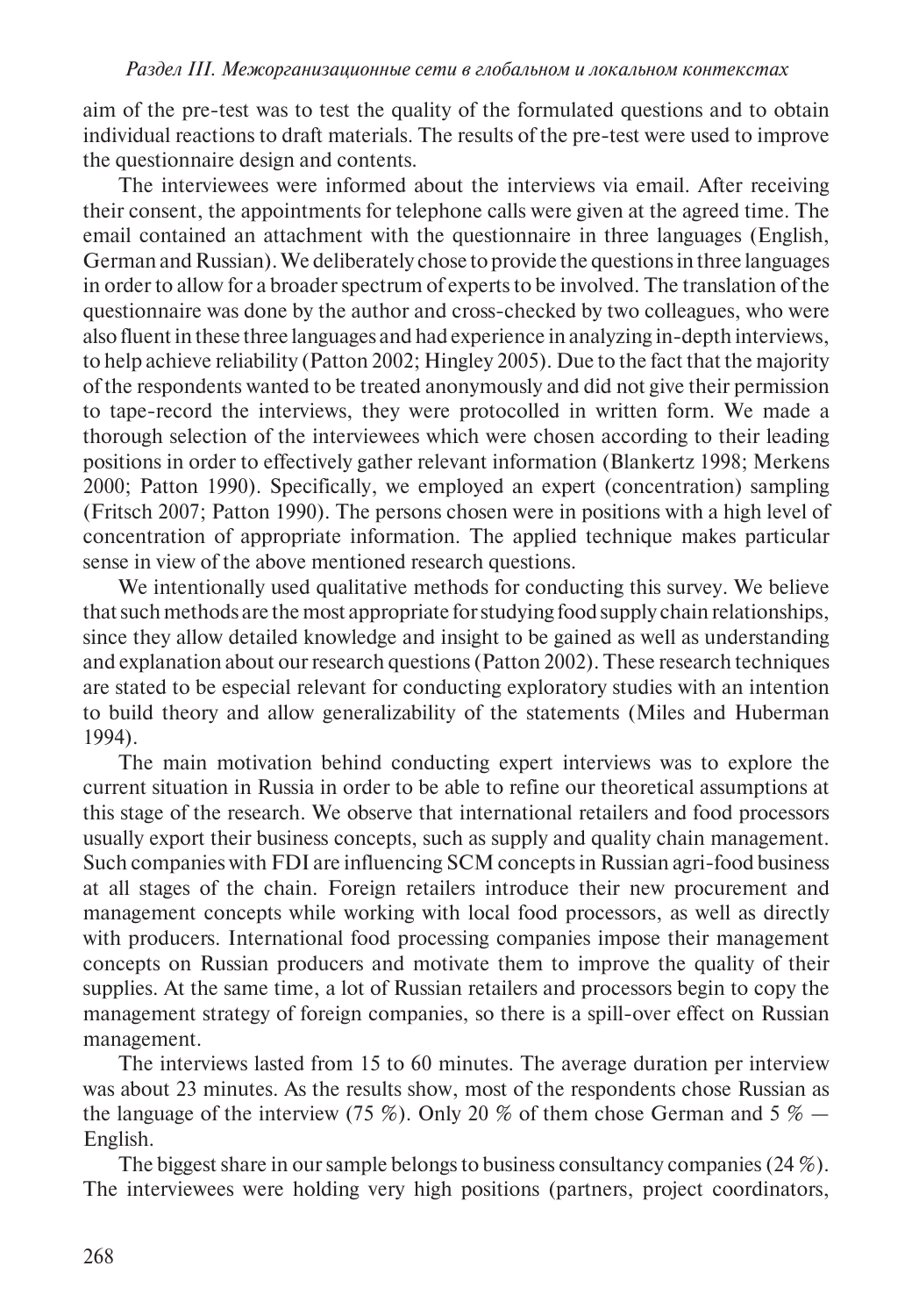aim of the pre-test was to test the quality of the formulated questions and to obtain individual reactions to draft materials. The results of the pre-test were used to improve the questionnaire design and contents.

The interviewees were informed about the interviews via email. After receiving their consent, the appointments for telephone calls were given at the agreed time. The email contained an attachment with the questionnaire in three languages (English, German and Russian). We deliberately chose to provide the questions in three languages in order to allow for a broader spectrum of experts to be involved. The translation of the questionnaire was done by the author and cross-checked by two colleagues, who were also fluent in these three languages and had experience in analyzing in-depth interviews, to help achieve reliability (Patton 2002; Hingley 2005). Due to the fact that the majority of the respondents wanted to be treated anonymously and did not give their permission to tape-record the interviews, they were protocolled in written form. We made a thorough selection of the interviewees which were chosen according to their leading positions in order to effectively gather relevant information (Blankertz 1998; Merkens 2000; Patton 1990). Specifically, we employed an expert (concentration) sampling (Fritsch 2007; Patton 1990). The persons chosen were in positions with a high level of concentration of appropriate information. The applied technique makes particular sense in view of the above mentioned research questions.

We intentionally used qualitative methods for conducting this survey. We believe that such methods are the most appropriate for studying food supply chain relationships, since they allow detailed knowledge and insight to be gained as well as understanding and explanation about our research questions (Patton 2002). These research techniques are stated to be especial relevant for conducting exploratory studies with an intention to build theory and allow generalizability of the statements (Miles and Huberman 1994).

The main motivation behind conducting expert interviews was to explore the current situation in Russia in order to be able to refine our theoretical assumptions at this stage of the research. We observe that international retailers and food processors usually export their business concepts, such as supply and quality chain management. Such companies with FDI are influencing SCM concepts in Russian agri-food business at all stages of the chain. Foreign retailers introduce their new procurement and management concepts while working with local food processors, as well as directly with producers. International food processing companies impose their management concepts on Russian producers and motivate them to improve the quality of their supplies. At the same time, a lot of Russian retailers and processors begin to copy the management strategy of foreign companies, so there is a spill-over effect on Russian management.

The interviews lasted from 15 to 60 minutes. The average duration per interview was about 23 minutes. As the results show, most of the respondents chose Russian as the language of the interview (75 %). Only 20 % of them chose German and 5 % — English.

The biggest share in our sample belongs to business consultancy companies (24 %). The interviewees were holding very high positions (partners, project coordinators,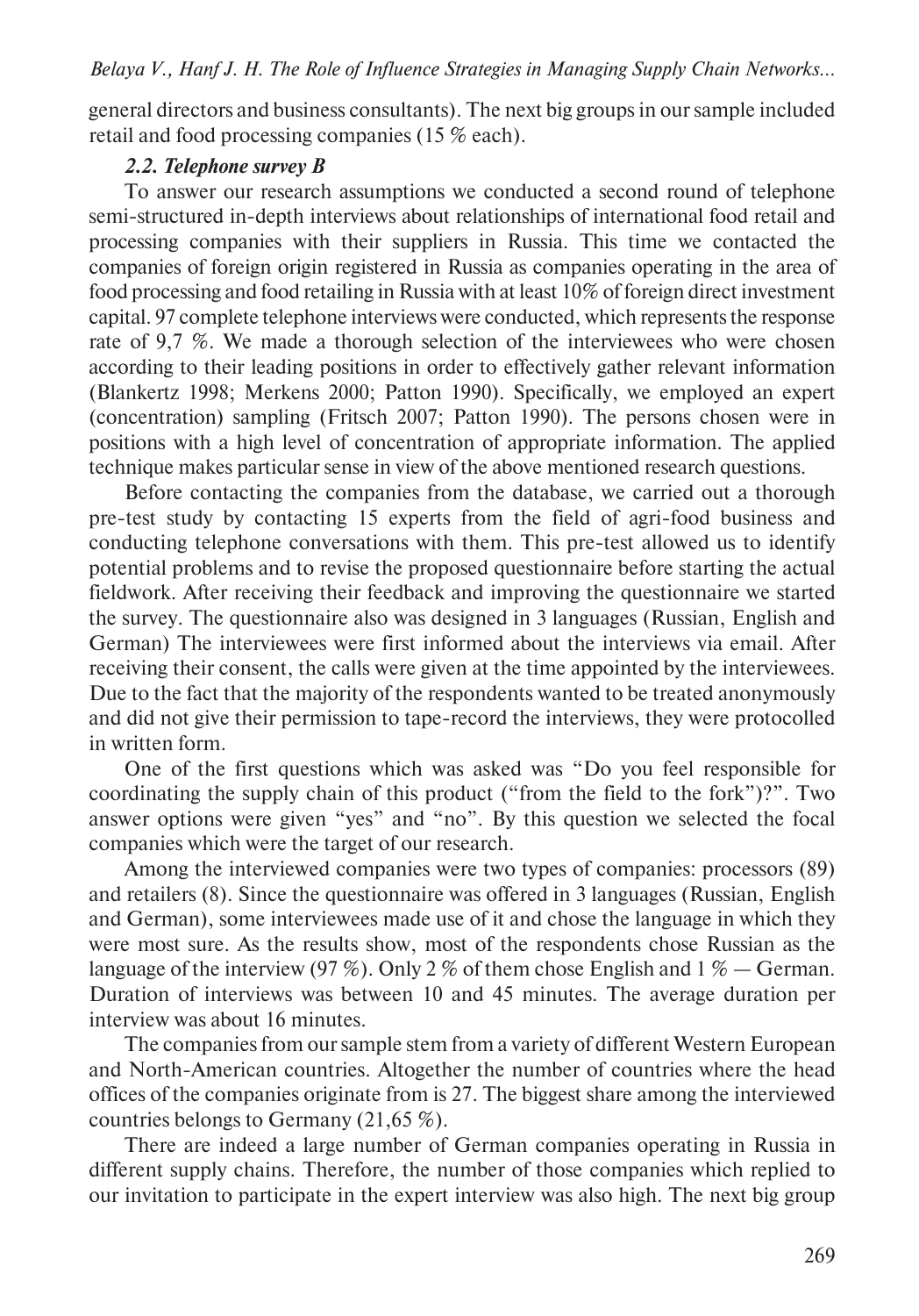general directors and business consultants). The next big groups in our sample included retail and food processing companies (15 % each).

### *2.2. Telephone survey B*

To answer our research assumptions we conducted a second round of telephone semi-structured in-depth interviews about relationships of international food retail and processing companies with their suppliers in Russia. This time we contacted the companies of foreign origin registered in Russia as companies operating in the area of food processing and food retailing in Russia with at least 10% of foreign direct investment capital. 97 complete telephone interviews were conducted, which represents the response rate of 9,7 %. We made a thorough selection of the interviewees who were chosen according to their leading positions in order to effectively gather relevant information (Blankertz 1998; Merkens 2000; Patton 1990). Specifically, we employed an expert (concentration) sampling (Fritsch 2007; Patton 1990). The persons chosen were in positions with a high level of concentration of appropriate information. The applied technique makes particular sense in view of the above mentioned research questions.

Before contacting the companies from the database, we carried out a thorough pre-test study by contacting 15 experts from the field of agri-food business and conducting telephone conversations with them. This pre-test allowed us to identify potential problems and to revise the proposed questionnaire before starting the actual fieldwork. After receiving their feedback and improving the questionnaire we started the survey. The questionnaire also was designed in 3 languages (Russian, English and German) The interviewees were first informed about the interviews via email. After receiving their consent, the calls were given at the time appointed by the interviewees. Due to the fact that the majority of the respondents wanted to be treated anonymously and did not give their permission to tape-record the interviews, they were protocolled in written form.

One of the first questions which was asked was "Do you feel responsible for coordinating the supply chain of this product ("from the field to the fork")?". Two answer options were given "yes" and "no". By this question we selected the focal companies which were the target of our research.

Among the interviewed companies were two types of companies: processors (89) and retailers (8). Since the questionnaire was offered in 3 languages (Russian, English and German), some interviewees made use of it and chose the language in which they were most sure. As the results show, most of the respondents chose Russian as the language of the interview (97 %). Only 2 % of them chose English and 1 % — German. Duration of interviews was between 10 and 45 minutes. The average duration per interview was about 16 minutes.

The companies from our sample stem from a variety of different Western European and North-American countries. Altogether the number of countries where the head offices of the companies originate from is 27. The biggest share among the interviewed countries belongs to Germany (21,65 %).

There are indeed a large number of German companies operating in Russia in different supply chains. Therefore, the number of those companies which replied to our invitation to participate in the expert interview was also high. The next big group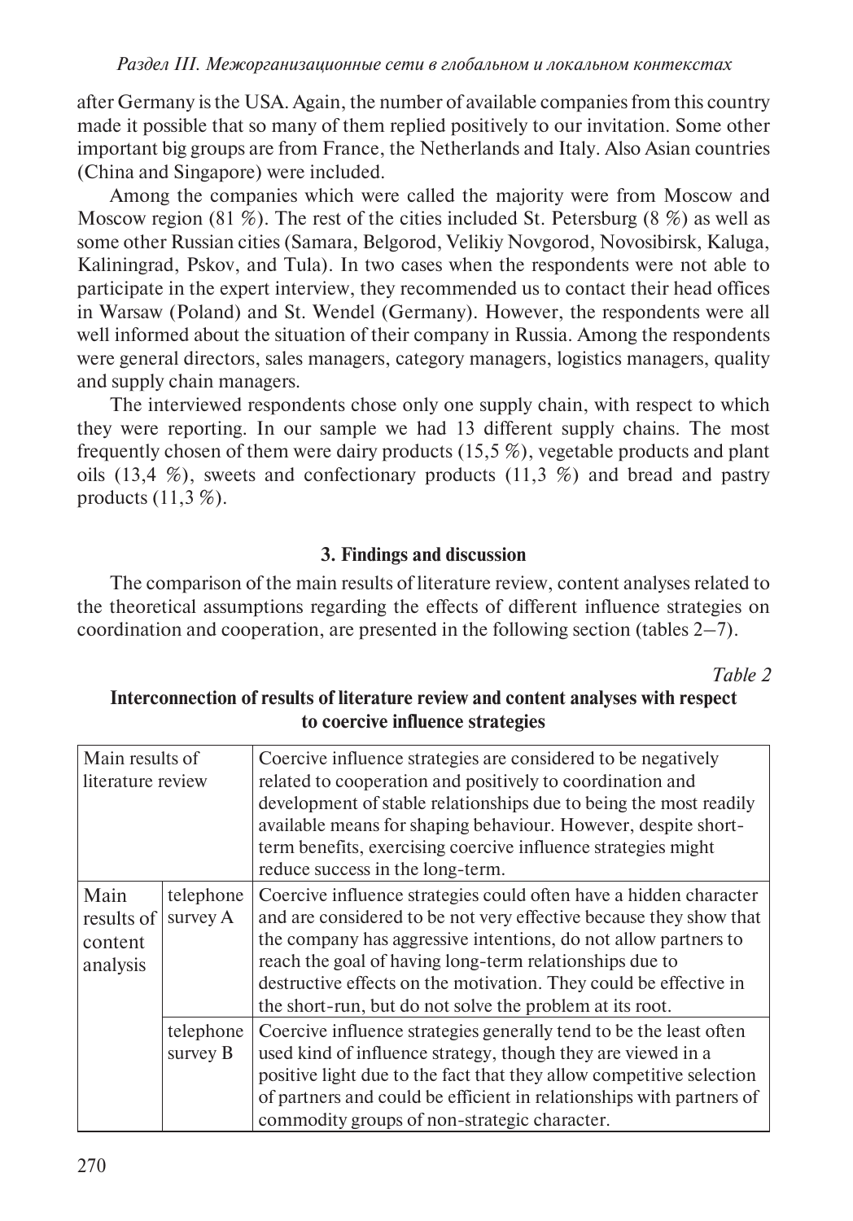after Germany is the USA. Again, the number of available companies from this country made it possible that so many of them replied positively to our invitation. Some other important big groups are from France, the Netherlands and Italy. Also Asian countries (China and Singapore) were included.

Among the companies which were called the majority were from Moscow and Moscow region (81 %). The rest of the cities included St. Petersburg (8 %) as well as some other Russian cities (Samara, Belgorod, Velikiy Novgorod, Novosibirsk, Kaluga, Kaliningrad, Pskov, and Tula). In two cases when the respondents were not able to participate in the expert interview, they recommended us to contact their head offices in Warsaw (Poland) and St. Wendel (Germany). However, the respondents were all well informed about the situation of their company in Russia. Among the respondents were general directors, sales managers, category managers, logistics managers, quality and supply chain managers.

The interviewed respondents chose only one supply chain, with respect to which they were reporting. In our sample we had 13 different supply chains. The most frequently chosen of them were dairy products (15,5 %), vegetable products and plant oils (13,4 %), sweets and confectionary products (11,3 %) and bread and pastry products (11,3 %).

## 3. Findings and discussion

The comparison of the main results of literature review, content analyses related to the theoretical assumptions regarding the effects of different influence strategies on coordination and cooperation, are presented in the following section (tables 2–7).

*Table 2*

**Interconnection of results of literature review and content analyses with respect to coercive influence strategies**

| Main results of literature review | | Coercive influence strategies are considered to be negatively related to cooperation and positively to coordination and development of stable relationships due to being the most readily available means for shaping behaviour. However, despite short-term benefits, exercising coercive influence strategies might reduce success in the long-term. |
|---|---|---|
| Main results of content analysis | telephone survey A | Coercive influence strategies could often have a hidden character and are considered to be not very effective because they show that the company has aggressive intentions, do not allow partners to reach the goal of having long-term relationships due to destructive effects on the motivation. They could be effective in the short-run, but do not solve the problem at its root. |
| | telephone survey B | Coercive influence strategies generally tend to be the least often used kind of influence strategy, though they are viewed in a positive light due to the fact that they allow competitive selection of partners and could be efficient in relationships with partners of commodity groups of non-strategic character. |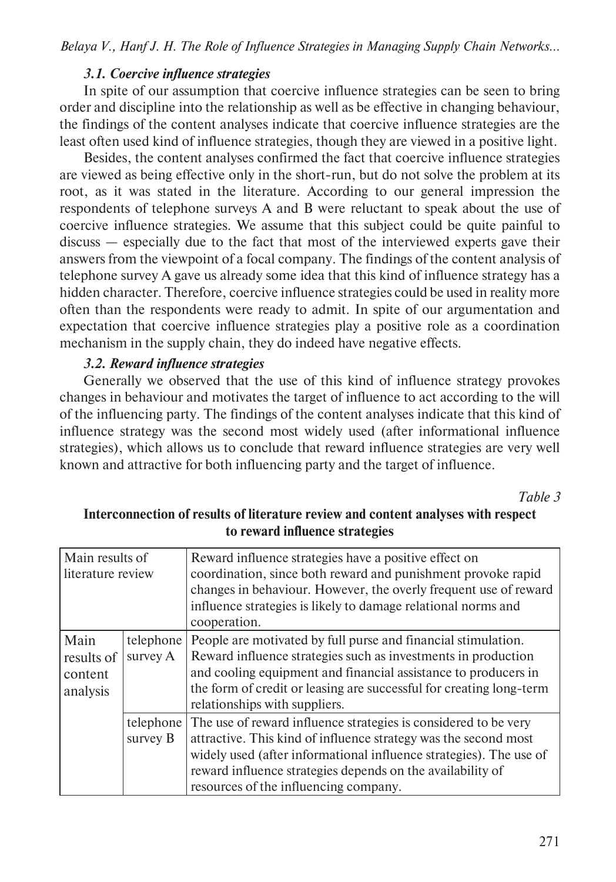### *3.1. Coercive influence strategies*

In spite of our assumption that coercive influence strategies can be seen to bring order and discipline into the relationship as well as be effective in changing behaviour, the findings of the content analyses indicate that coercive influence strategies are the least often used kind of influence strategies, though they are viewed in a positive light.

Besides, the content analyses confirmed the fact that coercive influence strategies are viewed as being effective only in the short-run, but do not solve the problem at its root, as it was stated in the literature. According to our general impression the respondents of telephone surveys A and B were reluctant to speak about the use of coercive influence strategies. We assume that this subject could be quite painful to discuss — especially due to the fact that most of the interviewed experts gave their answers from the viewpoint of a focal company. The findings of the content analysis of telephone survey A gave us already some idea that this kind of influence strategy has a hidden character. Therefore, coercive influence strategies could be used in reality more often than the respondents were ready to admit. In spite of our argumentation and expectation that coercive influence strategies play a positive role as a coordination mechanism in the supply chain, they do indeed have negative effects.

### *3.2. Reward influence strategies*

Generally we observed that the use of this kind of influence strategy provokes changes in behaviour and motivates the target of influence to act according to the will of the influencing party. The findings of the content analyses indicate that this kind of influence strategy was the second most widely used (after informational influence strategies), which allows us to conclude that reward influence strategies are very well known and attractive for both influencing party and the target of influence.

*Table 3*

**Interconnection of results of literature review and content analyses with respect to reward influence strategies**

| Main results of literature review | | Reward influence strategies have a positive effect on coordination, since both reward and punishment provoke rapid changes in behaviour. However, the overly frequent use of reward influence strategies is likely to damage relational norms and cooperation. |
|---|---|---|
| Main results of content analysis | telephone survey A | People are motivated by full purse and financial stimulation. Reward influence strategies such as investments in production and cooling equipment and financial assistance to producers in the form of credit or leasing are successful for creating long-term relationships with suppliers. |
| | telephone survey B | The use of reward influence strategies is considered to be very attractive. This kind of influence strategy was the second most widely used (after informational influence strategies). The use of reward influence strategies depends on the availability of resources of the influencing company. |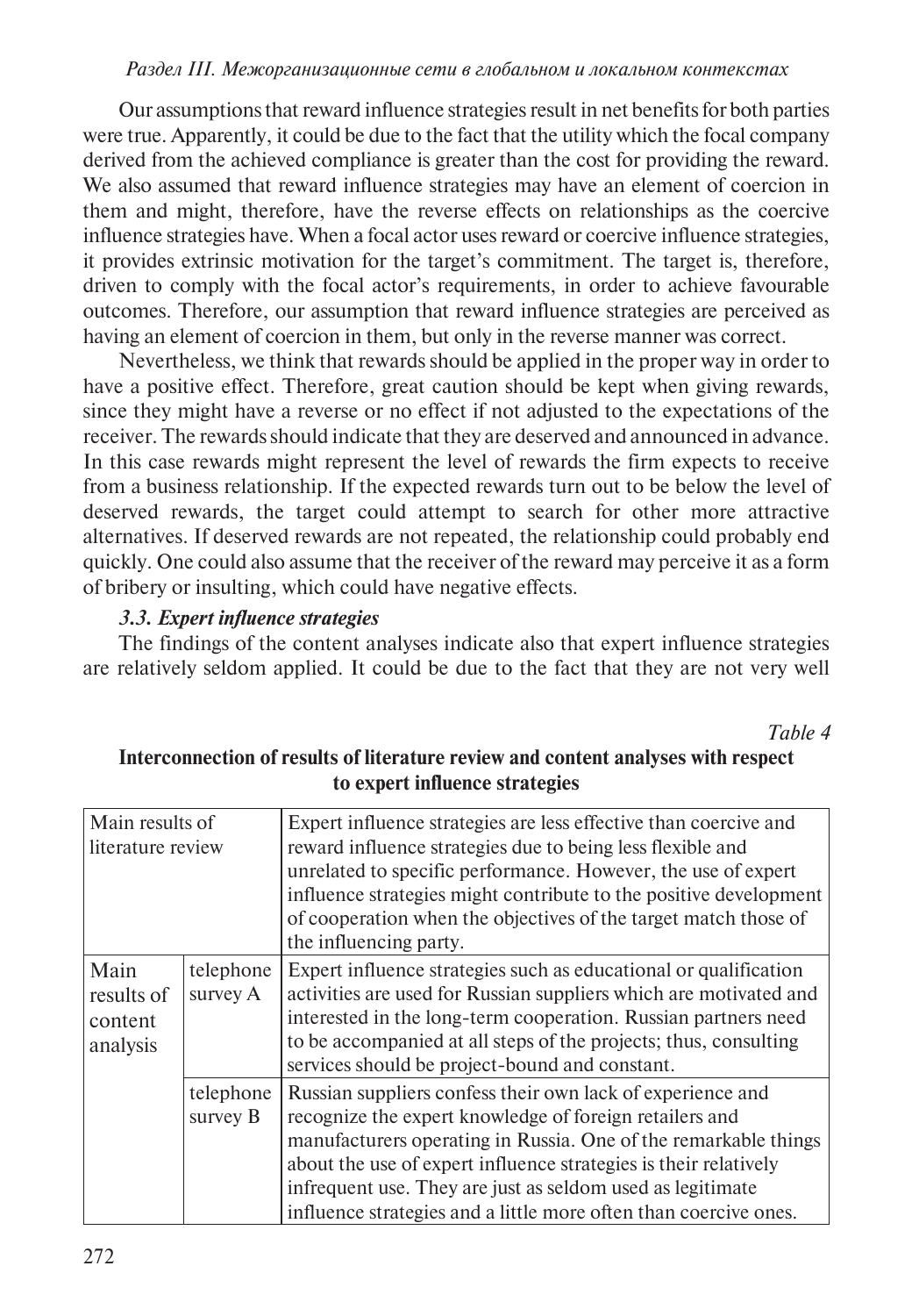Our assumptions that reward influence strategies result in net benefits for both parties were true. Apparently, it could be due to the fact that the utility which the focal company derived from the achieved compliance is greater than the cost for providing the reward. We also assumed that reward influence strategies may have an element of coercion in them and might, therefore, have the reverse effects on relationships as the coercive influence strategies have. When a focal actor uses reward or coercive influence strategies, it provides extrinsic motivation for the target's commitment. The target is, therefore, driven to comply with the focal actor's requirements, in order to achieve favourable outcomes. Therefore, our assumption that reward influence strategies are perceived as having an element of coercion in them, but only in the reverse manner was correct.

Nevertheless, we think that rewards should be applied in the proper way in order to have a positive effect. Therefore, great caution should be kept when giving rewards, since they might have a reverse or no effect if not adjusted to the expectations of the receiver. The rewards should indicate that they are deserved and announced in advance. In this case rewards might represent the level of rewards the firm expects to receive from a business relationship. If the expected rewards turn out to be below the level of deserved rewards, the target could attempt to search for other more attractive alternatives. If deserved rewards are not repeated, the relationship could probably end quickly. One could also assume that the receiver of the reward may perceive it as a form of bribery or insulting, which could have negative effects.

### *3.3. Expert influence strategies*

The findings of the content analyses indicate also that expert influence strategies are relatively seldom applied. It could be due to the fact that they are not very well

*Table 4*

**Interconnection of results of literature review and content analyses with respect to expert influence strategies**

| Main results of literature review | | Expert influence strategies are less effective than coercive and reward influence strategies due to being less flexible and unrelated to specific performance. However, the use of expert influence strategies might contribute to the positive development of cooperation when the objectives of the target match those of the influencing party. |
|---|---|---|
| Main results of content analysis | telephone survey A | Expert influence strategies such as educational or qualification activities are used for Russian suppliers which are motivated and interested in the long-term cooperation. Russian partners need to be accompanied at all steps of the projects; thus, consulting services should be project-bound and constant. |
| | telephone survey B | Russian suppliers confess their own lack of experience and recognize the expert knowledge of foreign retailers and manufacturers operating in Russia. One of the remarkable things about the use of expert influence strategies is their relatively infrequent use. They are just as seldom used as legitimate influence strategies and a little more often than coercive ones. |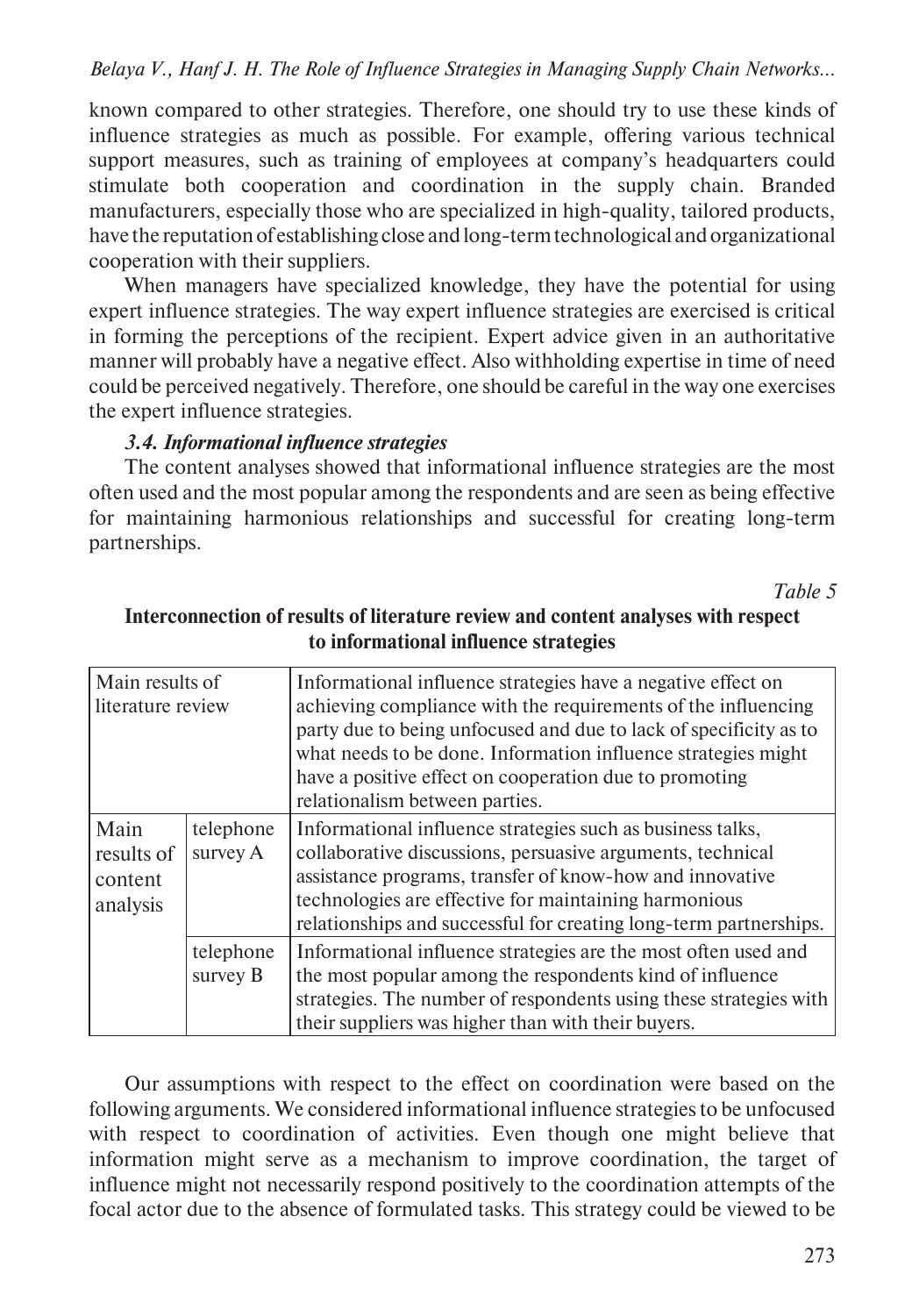known compared to other strategies. Therefore, one should try to use these kinds of influence strategies as much as possible. For example, offering various technical support measures, such as training of employees at company's headquarters could stimulate both cooperation and coordination in the supply chain. Branded manufacturers, especially those who are specialized in high-quality, tailored products, have the reputation of establishing close and long-term technological and organizational cooperation with their suppliers.

When managers have specialized knowledge, they have the potential for using expert influence strategies. The way expert influence strategies are exercised is critical in forming the perceptions of the recipient. Expert advice given in an authoritative manner will probably have a negative effect. Also withholding expertise in time of need could be perceived negatively. Therefore, one should be careful in the way one exercises the expert influence strategies.

### *3.4. Informational influence strategies*

The content analyses showed that informational influence strategies are the most often used and the most popular among the respondents and are seen as being effective for maintaining harmonious relationships and successful for creating long-term partnerships.

*Table 5*

**Interconnection of results of literature review and content analyses with respect to informational influence strategies**

| Main results of literature review | | Informational influence strategies have a negative effect on achieving compliance with the requirements of the influencing party due to being unfocused and due to lack of specificity as to what needs to be done. Information influence strategies might have a positive effect on cooperation due to promoting relationalism between parties. |
|---|---|---|
| Main results of content analysis | telephone survey A | Informational influence strategies such as business talks, collaborative discussions, persuasive arguments, technical assistance programs, transfer of know-how and innovative technologies are effective for maintaining harmonious relationships and successful for creating long-term partnerships. |
| | telephone survey B | Informational influence strategies are the most often used and the most popular among the respondents kind of influence strategies. The number of respondents using these strategies with their suppliers was higher than with their buyers. |

Our assumptions with respect to the effect on coordination were based on the following arguments. We considered informational influence strategies to be unfocused with respect to coordination of activities. Even though one might believe that information might serve as a mechanism to improve coordination, the target of influence might not necessarily respond positively to the coordination attempts of the focal actor due to the absence of formulated tasks. This strategy could be viewed to be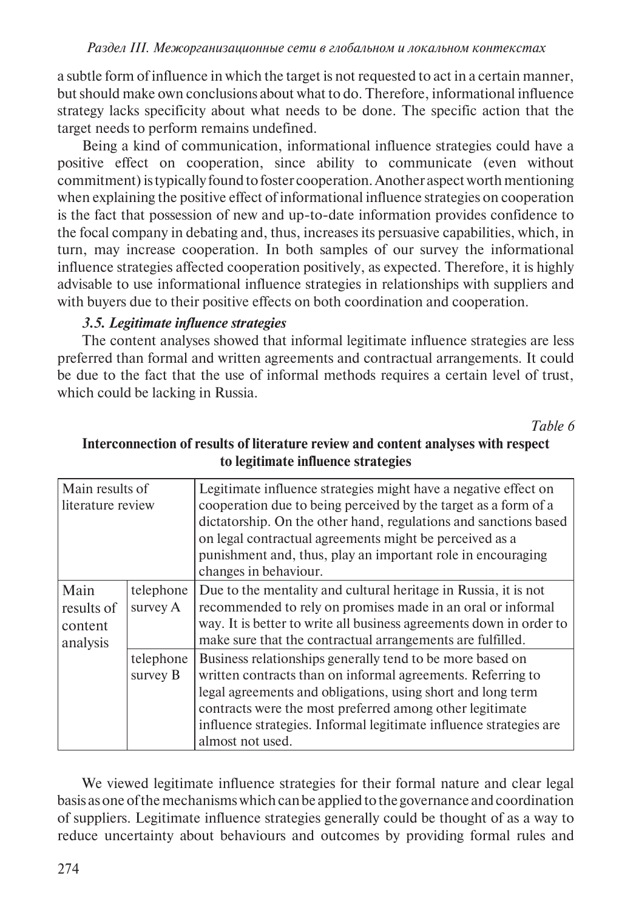a subtle form of influence in which the target is not requested to act in a certain manner, but should make own conclusions about what to do. Therefore, informational influence strategy lacks specificity about what needs to be done. The specific action that the target needs to perform remains undefined.

Being a kind of communication, informational influence strategies could have a positive effect on cooperation, since ability to communicate (even without commitment) is typically found to foster cooperation. Another aspect worth mentioning when explaining the positive effect of informational influence strategies on cooperation is the fact that possession of new and up-to-date information provides confidence to the focal company in debating and, thus, increases its persuasive capabilities, which, in turn, may increase cooperation. In both samples of our survey the informational influence strategies affected cooperation positively, as expected. Therefore, it is highly advisable to use informational influence strategies in relationships with suppliers and with buyers due to their positive effects on both coordination and cooperation.

### *3.5. Legitimate influence strategies*

The content analyses showed that informal legitimate influence strategies are less preferred than formal and written agreements and contractual arrangements. It could be due to the fact that the use of informal methods requires a certain level of trust, which could be lacking in Russia.

*Table 6*

**Interconnection of results of literature review and content analyses with respect to legitimate influence strategies**

| Main results of literature review | | Legitimate influence strategies might have a negative effect on cooperation due to being perceived by the target as a form of a dictatorship. On the other hand, regulations and sanctions based on legal contractual agreements might be perceived as a punishment and, thus, play an important role in encouraging changes in behaviour. |
|---|---|---|
| Main results of content analysis | telephone survey A | Due to the mentality and cultural heritage in Russia, it is not recommended to rely on promises made in an oral or informal way. It is better to write all business agreements down in order to make sure that the contractual arrangements are fulfilled. |
| | telephone survey B | Business relationships generally tend to be more based on written contracts than on informal agreements. Referring to legal agreements and obligations, using short and long term contracts were the most preferred among other legitimate influence strategies. Informal legitimate influence strategies are almost not used. |

We viewed legitimate influence strategies for their formal nature and clear legal basis as one of the mechanisms which can be applied to the governance and coordination of suppliers. Legitimate influence strategies generally could be thought of as a way to reduce uncertainty about behaviours and outcomes by providing formal rules and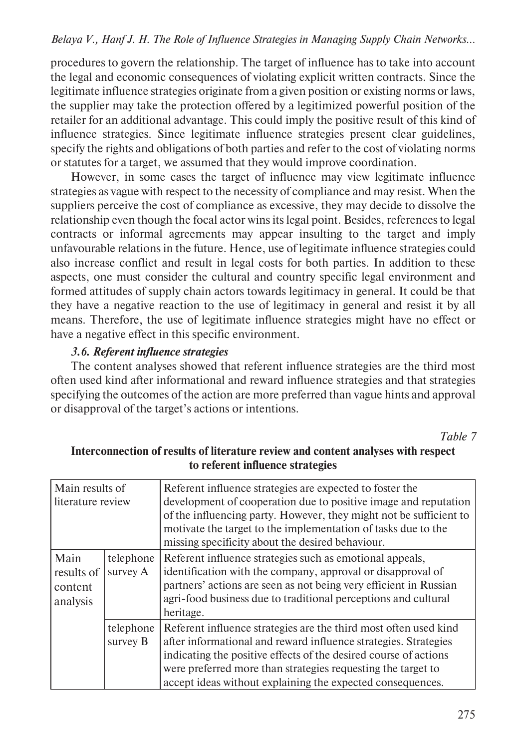procedures to govern the relationship. The target of influence has to take into account the legal and economic consequences of violating explicit written contracts. Since the legitimate influence strategies originate from a given position or existing norms or laws, the supplier may take the protection offered by a legitimized powerful position of the retailer for an additional advantage. This could imply the positive result of this kind of influence strategies. Since legitimate influence strategies present clear guidelines, specify the rights and obligations of both parties and refer to the cost of violating norms or statutes for a target, we assumed that they would improve coordination.

However, in some cases the target of influence may view legitimate influence strategies as vague with respect to the necessity of compliance and may resist. When the suppliers perceive the cost of compliance as excessive, they may decide to dissolve the relationship even though the focal actor wins its legal point. Besides, references to legal contracts or informal agreements may appear insulting to the target and imply unfavourable relations in the future. Hence, use of legitimate influence strategies could also increase conflict and result in legal costs for both parties. In addition to these aspects, one must consider the cultural and country specific legal environment and formed attitudes of supply chain actors towards legitimacy in general. It could be that they have a negative reaction to the use of legitimacy in general and resist it by all means. Therefore, the use of legitimate influence strategies might have no effect or have a negative effect in this specific environment.

### *3.6. Referent influence strategies*

The content analyses showed that referent influence strategies are the third most often used kind after informational and reward influence strategies and that strategies specifying the outcomes of the action are more preferred than vague hints and approval or disapproval of the target's actions or intentions.

*Table 7*

**Interconnection of results of literature review and content analyses with respect to referent influence strategies**

| Main results of literature review | | Referent influence strategies are expected to foster the development of cooperation due to positive image and reputation of the influencing party. However, they might not be sufficient to motivate the target to the implementation of tasks due to the missing specificity about the desired behaviour. |
|---|---|---|
| Main results of content analysis | telephone survey A | Referent influence strategies such as emotional appeals, identification with the company, approval or disapproval of partners' actions are seen as not being very efficient in Russian agri-food business due to traditional perceptions and cultural heritage. |
| | telephone survey B | Referent influence strategies are the third most often used kind after informational and reward influence strategies. Strategies indicating the positive effects of the desired course of actions were preferred more than strategies requesting the target to accept ideas without explaining the expected consequences. |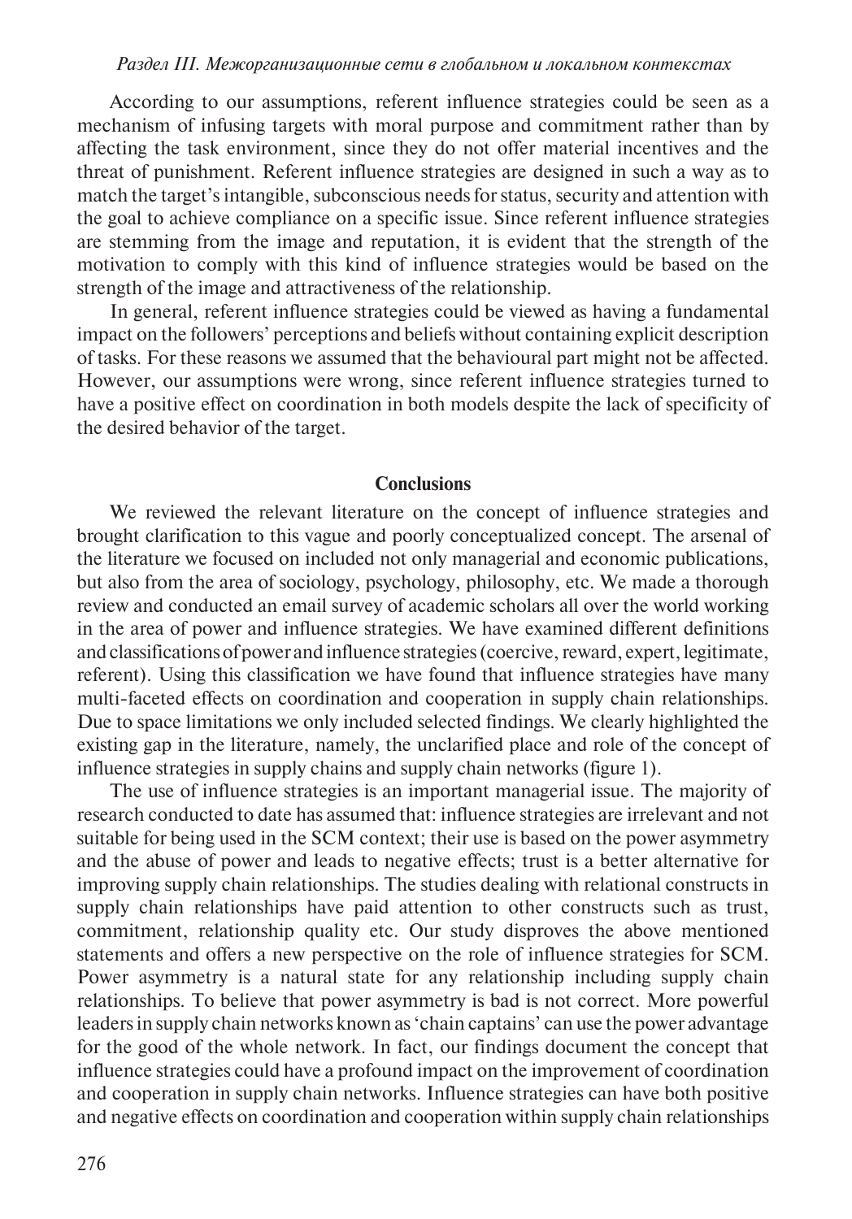According to our assumptions, referent influence strategies could be seen as a mechanism of infusing targets with moral purpose and commitment rather than by affecting the task environment, since they do not offer material incentives and the threat of punishment. Referent influence strategies are designed in such a way as to match the target's intangible, subconscious needs for status, security and attention with the goal to achieve compliance on a specific issue. Since referent influence strategies are stemming from the image and reputation, it is evident that the strength of the motivation to comply with this kind of influence strategies would be based on the strength of the image and attractiveness of the relationship.

In general, referent influence strategies could be viewed as having a fundamental impact on the followers' perceptions and beliefs without containing explicit description of tasks. For these reasons we assumed that the behavioural part might not be affected. However, our assumptions were wrong, since referent influence strategies turned to have a positive effect on coordination in both models despite the lack of specificity of the desired behavior of the target.

## Conclusions

We reviewed the relevant literature on the concept of influence strategies and brought clarification to this vague and poorly conceptualized concept. The arsenal of the literature we focused on included not only managerial and economic publications, but also from the area of sociology, psychology, philosophy, etc. We made a thorough review and conducted an email survey of academic scholars all over the world working in the area of power and influence strategies. We have examined different definitions and classifications of power and influence strategies (coercive, reward, expert, legitimate, referent). Using this classification we have found that influence strategies have many multi-faceted effects on coordination and cooperation in supply chain relationships. Due to space limitations we only included selected findings. We clearly highlighted the existing gap in the literature, namely, the unclarified place and role of the concept of influence strategies in supply chains and supply chain networks (figure 1).

The use of influence strategies is an important managerial issue. The majority of research conducted to date has assumed that: influence strategies are irrelevant and not suitable for being used in the SCM context; their use is based on the power asymmetry and the abuse of power and leads to negative effects; trust is a better alternative for improving supply chain relationships. The studies dealing with relational constructs in supply chain relationships have paid attention to other constructs such as trust, commitment, relationship quality etc. Our study disproves the above mentioned statements and offers a new perspective on the role of influence strategies for SCM. Power asymmetry is a natural state for any relationship including supply chain relationships. To believe that power asymmetry is bad is not correct. More powerful leaders in supply chain networks known as 'chain captains' can use the power advantage for the good of the whole network. In fact, our findings document the concept that influence strategies could have a profound impact on the improvement of coordination and cooperation in supply chain networks. Influence strategies can have both positive and negative effects on coordination and cooperation within supply chain relationships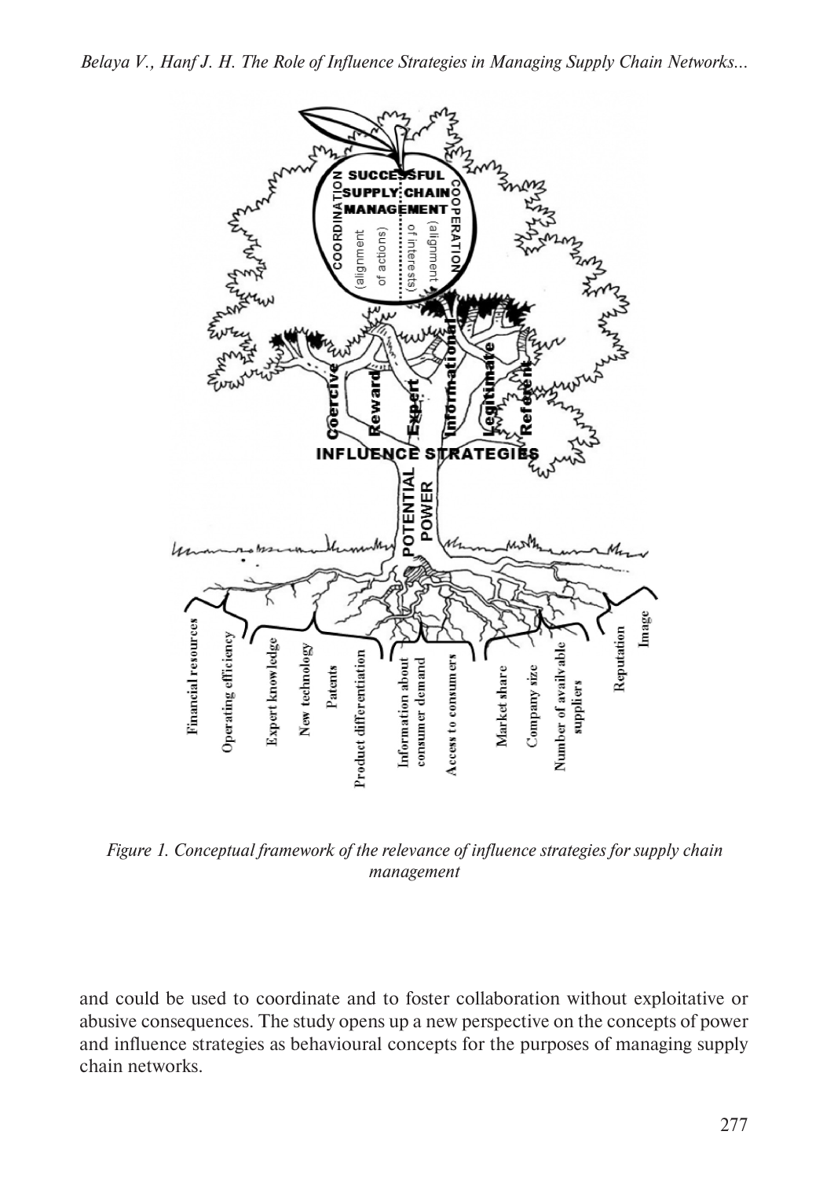*Figure 1. Conceptual framework of the relevance of influence strategies for supply chain management*

and could be used to coordinate and to foster collaboration without exploitative or abusive consequences. The study opens up a new perspective on the concepts of power and influence strategies as behavioural concepts for the purposes of managing supply chain networks.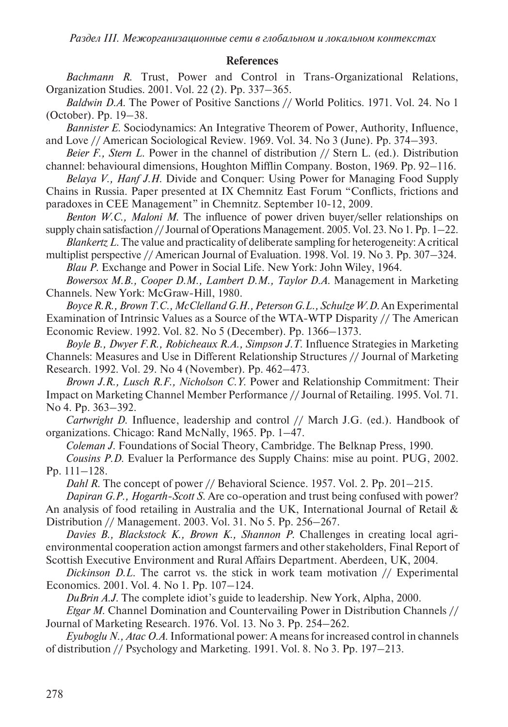## References

*Bachmann R.* Trust, Power and Control in Trans-Organizational Relations, Organization Studies. 2001. Vol. 22 (2). Pp. 337–365.

*Baldwin D.A.* The Power of Positive Sanctions // World Politics. 1971. Vol. 24. No 1 (October). Pp. 19–38.

*Bannister E.* Sociodynamics: An Integrative Theorem of Power, Authority, Influence, and Love // American Sociological Review. 1969. Vol. 34. No 3 (June). Pp. 374–393.

*Beier F., Stern L.* Power in the channel of distribution // Stern L. (ed.). Distribution channel: behavioural dimensions, Houghton Mifflin Company. Boston, 1969. Pp. 92–116.

*Belaya V., Hanf J.H.* Divide and Conquer: Using Power for Managing Food Supply Chains in Russia. Paper presented at IX Chemnitz East Forum "Conflicts, frictions and paradoxes in CEE Management" in Chemnitz. September 10-12, 2009.

*Benton W.C., Maloni M.* The influence of power driven buyer/seller relationships on supply chain satisfaction // Journal of Operations Management. 2005. Vol. 23. No 1. Pp. 1–22.

*Blankertz L.* The value and practicality of deliberate sampling for heterogeneity: A critical multiplist perspective // American Journal of Evaluation. 1998. Vol. 19. No 3. Pp. 307–324.

*Blau P.* Exchange and Power in Social Life. New York: John Wiley, 1964.

*Bowersox M.B., Cooper D.M., Lambert D.M., Taylor D.A.* Management in Marketing Channels. New York: McGraw-Hill, 1980.

*Boyce R.R., Brown T.C., McClelland G.H., Peterson G.L., Schulze W.D.* An Experimental Examination of Intrinsic Values as a Source of the WTA-WTP Disparity // The American Economic Review. 1992. Vol. 82. No 5 (December). Pp. 1366–1373.

*Boyle B., Dwyer F.R., Robicheaux R.A., Simpson J.T.* Influence Strategies in Marketing Channels: Measures and Use in Different Relationship Structures // Journal of Marketing Research. 1992. Vol. 29. No 4 (November). Pp. 462–473.

*Brown J.R., Lusch R.F., Nicholson C.Y.* Power and Relationship Commitment: Their Impact on Marketing Channel Member Performance // Journal of Retailing. 1995. Vol. 71. No 4. Pp. 363–392.

*Cartwright D.* Influence, leadership and control // March J.G. (ed.). Handbook of organizations. Chicago: Rand McNally, 1965. Pp. 1–47.

*Coleman J.* Foundations of Social Theory, Cambridge. The Belknap Press, 1990.

*Cousins P.D.* Evaluer la Performance des Supply Chains: mise au point. PUG, 2002. Pp. 111–128.

*Dahl R.* The concept of power // Behavioral Science. 1957. Vol. 2. Pp. 201–215.

*Dapiran G.P., Hogarth-Scott S.* Are co-operation and trust being confused with power? An analysis of food retailing in Australia and the UK, International Journal of Retail & Distribution // Management. 2003. Vol. 31. No 5. Pp. 256–267.

*Davies B., Blackstock K., Brown K., Shannon P.* Challenges in creating local agri-environmental cooperation action amongst farmers and other stakeholders, Final Report of Scottish Executive Environment and Rural Affairs Department. Aberdeen, UK, 2004.

*Dickinson D.L.* The carrot vs. the stick in work team motivation // Experimental Economics. 2001. Vol. 4. No 1. Pp. 107–124.

*DuBrin A.J.* The complete idiot's guide to leadership. New York, Alpha, 2000.

*Etgar M.* Channel Domination and Countervailing Power in Distribution Channels // Journal of Marketing Research. 1976. Vol. 13. No 3. Pp. 254–262.

*Eyuboglu N., Atac O.A.* Informational power: A means for increased control in channels of distribution // Psychology and Marketing. 1991. Vol. 8. No 3. Pp. 197–213.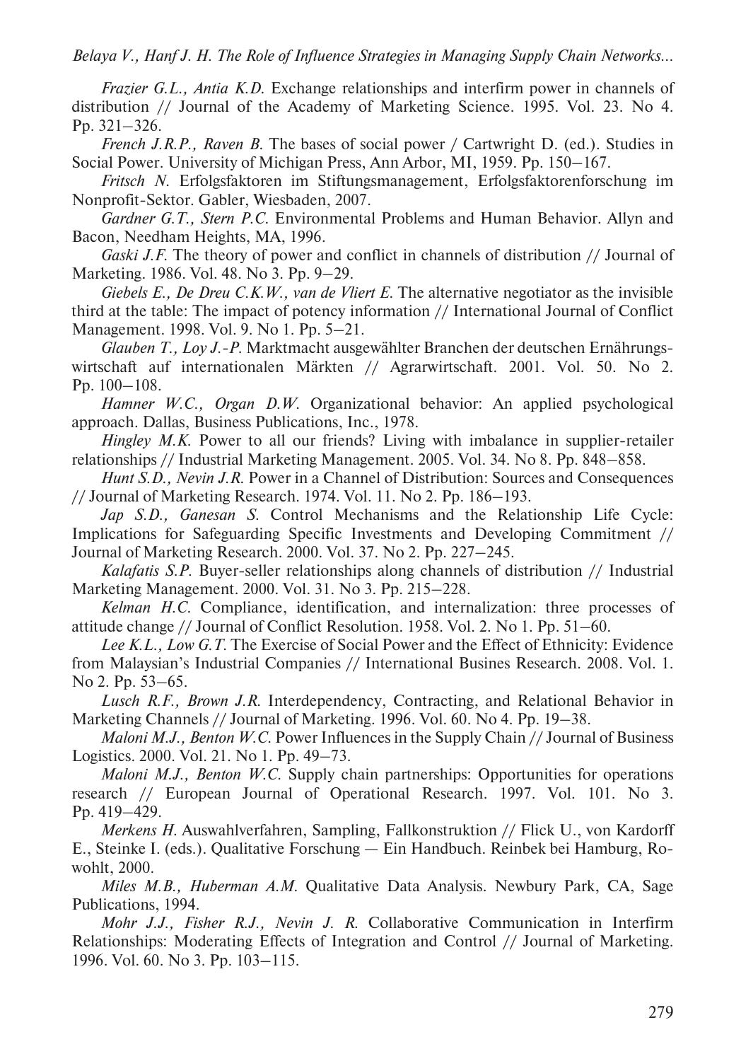*Frazier G.L., Antia K.D.* Exchange relationships and interfirm power in channels of distribution // Journal of the Academy of Marketing Science. 1995. Vol. 23. No 4. Pp. 321–326.

*French J.R.P., Raven B.* The bases of social power / Cartwright D. (ed.). Studies in Social Power. University of Michigan Press, Ann Arbor, MI, 1959. Pp. 150–167.

*Fritsch N.* Erfolgsfaktoren im Stiftungsmanagement, Erfolgsfaktorenforschung im Nonprofit-Sektor. Gabler, Wiesbaden, 2007.

*Gardner G.T., Stern P.C.* Environmental Problems and Human Behavior. Allyn and Bacon, Needham Heights, MA, 1996.

*Gaski J.F.* The theory of power and conflict in channels of distribution // Journal of Marketing. 1986. Vol. 48. No 3. Pp. 9–29.

*Giebels E., De Dreu C.K.W., van de Vliert E.* The alternative negotiator as the invisible third at the table: The impact of potency information // International Journal of Conflict Management. 1998. Vol. 9. No 1. Pp. 5–21.

*Glauben T., Loy J.-P.* Marktmacht ausgewählter Branchen der deutschen Ernährungswirtschaft auf internationalen Märkten // Agrarwirtschaft. 2001. Vol. 50. No 2. Pp. 100–108.

*Hamner W.C., Organ D.W.* Organizational behavior: An applied psychological approach. Dallas, Business Publications, Inc., 1978.

*Hingley M.K.* Power to all our friends? Living with imbalance in supplier-retailer relationships // Industrial Marketing Management. 2005. Vol. 34. No 8. Pp. 848–858.

*Hunt S.D., Nevin J.R.* Power in a Channel of Distribution: Sources and Consequences // Journal of Marketing Research. 1974. Vol. 11. No 2. Pp. 186–193.

*Jap S.D., Ganesan S.* Control Mechanisms and the Relationship Life Cycle: Implications for Safeguarding Specific Investments and Developing Commitment // Journal of Marketing Research. 2000. Vol. 37. No 2. Pp. 227–245.

*Kalafatis S.P.* Buyer-seller relationships along channels of distribution // Industrial Marketing Management. 2000. Vol. 31. No 3. Pp. 215–228.

*Kelman H.C.* Compliance, identification, and internalization: three processes of attitude change // Journal of Conflict Resolution. 1958. Vol. 2. No 1. Pp. 51–60.

*Lee K.L., Low G.T.* The Exercise of Social Power and the Effect of Ethnicity: Evidence from Malaysian's Industrial Companies // International Busines Research. 2008. Vol. 1. No 2. Pp. 53–65.

*Lusch R.F., Brown J.R.* Interdependency, Contracting, and Relational Behavior in Marketing Channels // Journal of Marketing. 1996. Vol. 60. No 4. Pp. 19–38.

*Maloni M.J., Benton W.C.* Power Influences in the Supply Chain // Journal of Business Logistics. 2000. Vol. 21. No 1. Pp. 49–73.

*Maloni M.J., Benton W.C.* Supply chain partnerships: Opportunities for operations research // European Journal of Operational Research. 1997. Vol. 101. No 3. Pp. 419–429.

*Merkens H.* Auswahlverfahren, Sampling, Fallkonstruktion // Flick U., von Kardorff E., Steinke I. (eds.). Qualitative Forschung — Ein Handbuch. Reinbek bei Hamburg, Rowohlt, 2000.

*Miles M.B., Huberman A.M.* Qualitative Data Analysis. Newbury Park, CA, Sage Publications, 1994.

*Mohr J.J., Fisher R.J., Nevin J. R.* Collaborative Communication in Interfirm Relationships: Moderating Effects of Integration and Control // Journal of Marketing. 1996. Vol. 60. No 3. Pp. 103–115.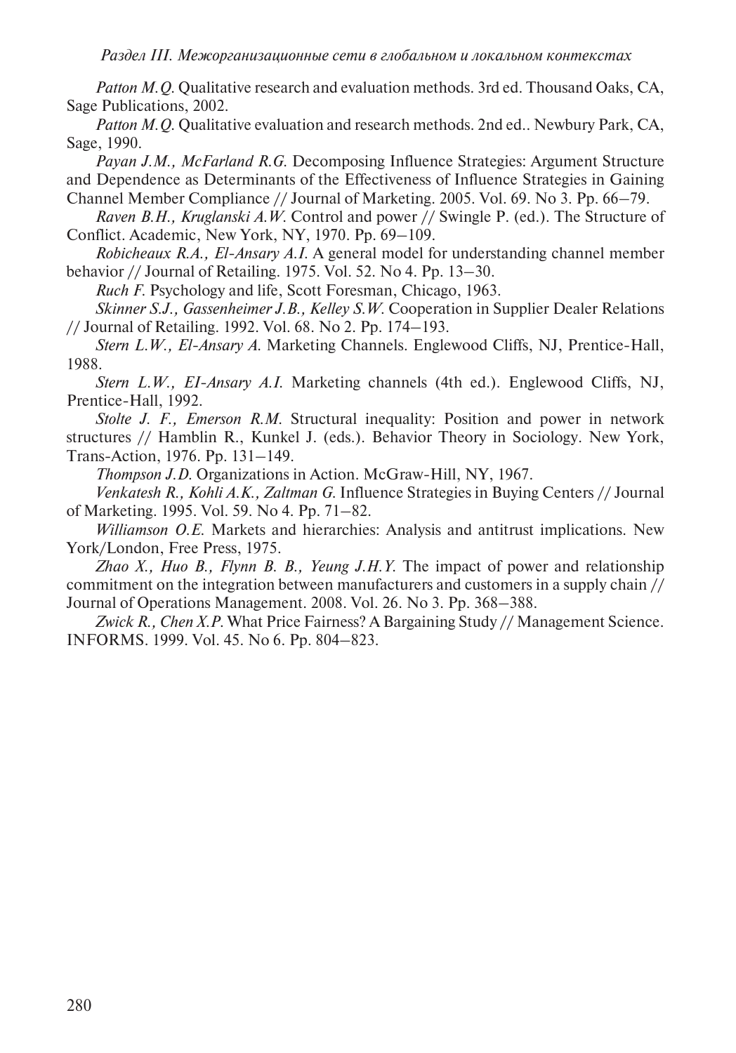*Patton M.Q.* Qualitative research and evaluation methods. 3rd ed. Thousand Oaks, CA, Sage Publications, 2002.

*Patton M.Q.* Qualitative evaluation and research methods. 2nd ed.. Newbury Park, CA, Sage, 1990.

*Payan J.M., McFarland R.G.* Decomposing Influence Strategies: Argument Structure and Dependence as Determinants of the Effectiveness of Influence Strategies in Gaining Channel Member Compliance // Journal of Marketing. 2005. Vol. 69. No 3. Pp. 66–79.

*Raven B.H., Kruglanski A.W.* Control and power // Swingle P. (ed.). The Structure of Conflict. Academic, New York, NY, 1970. Pp. 69–109.

*Robicheaux R.A., El-Ansary A.I.* A general model for understanding channel member behavior // Journal of Retailing. 1975. Vol. 52. No 4. Pp. 13–30.

*Ruch F.* Psychology and life, Scott Foresman, Chicago, 1963.

*Skinner S.J., Gassenheimer J.B., Kelley S.W.* Cooperation in Supplier Dealer Relations // Journal of Retailing. 1992. Vol. 68. No 2. Pp. 174–193.

*Stern L.W., El-Ansary A.* Marketing Channels. Englewood Cliffs, NJ, Prentice-Hall, 1988.

*Stern L.W., EI-Ansary A.I.* Marketing channels (4th ed.). Englewood Cliffs, NJ, Prentice-Hall, 1992.

*Stolte J. F., Emerson R.M.* Structural inequality: Position and power in network structures // Hamblin R., Kunkel J. (eds.). Behavior Theory in Sociology. New York, Trans-Action, 1976. Pp. 131–149.

*Thompson J.D.* Organizations in Action. McGraw-Hill, NY, 1967.

*Venkatesh R., Kohli A.K., Zaltman G.* Influence Strategies in Buying Centers // Journal of Marketing. 1995. Vol. 59. No 4. Pp. 71–82.

*Williamson O.E.* Markets and hierarchies: Analysis and antitrust implications. New York/London, Free Press, 1975.

*Zhao X., Huo B., Flynn B. B., Yeung J.H.Y.* The impact of power and relationship commitment on the integration between manufacturers and customers in a supply chain // Journal of Operations Management. 2008. Vol. 26. No 3. Pp. 368–388.

*Zwick R., Chen X.P.* What Price Fairness? A Bargaining Study // Management Science. INFORMS. 1999. Vol. 45. No 6. Pp. 804–823.